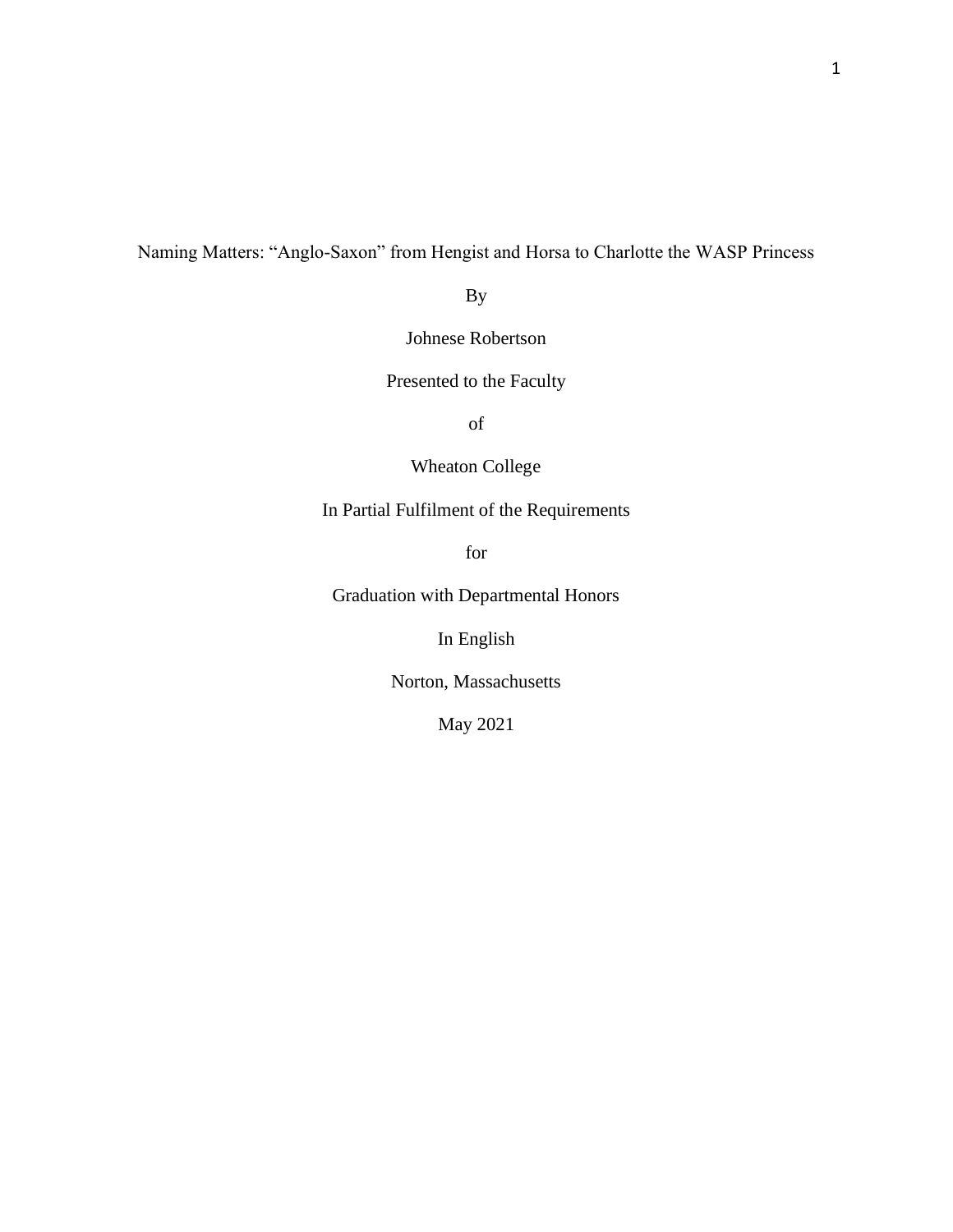# Naming Matters: "Anglo-Saxon" from Hengist and Horsa to Charlotte the WASP Princess

By

Johnese Robertson

Presented to the Faculty

of

Wheaton College

In Partial Fulfilment of the Requirements

for

Graduation with Departmental Honors

In English

Norton, Massachusetts

May 2021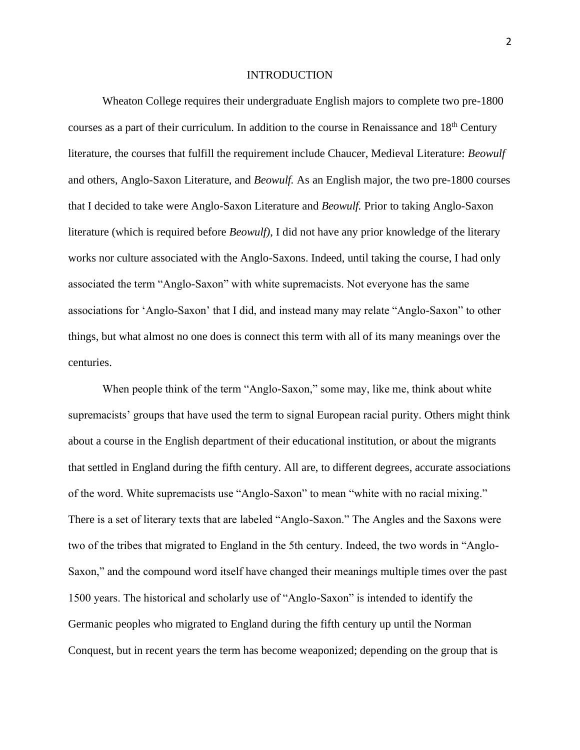# INTRODUCTION

Wheaton College requires their undergraduate English majors to complete two pre-1800 courses as a part of their curriculum. In addition to the course in Renaissance and 18th Century literature, the courses that fulfill the requirement include Chaucer, Medieval Literature: *Beowulf* and others, Anglo-Saxon Literature, and *Beowulf.* As an English major, the two pre-1800 courses that I decided to take were Anglo-Saxon Literature and *Beowulf.* Prior to taking Anglo-Saxon literature (which is required before *Beowulf)*, I did not have any prior knowledge of the literary works nor culture associated with the Anglo-Saxons. Indeed, until taking the course, I had only associated the term "Anglo-Saxon" with white supremacists. Not everyone has the same associations for 'Anglo-Saxon' that I did, and instead many may relate "Anglo-Saxon" to other things, but what almost no one does is connect this term with all of its many meanings over the centuries.

When people think of the term "Anglo-Saxon," some may, like me, think about white supremacists' groups that have used the term to signal European racial purity. Others might think about a course in the English department of their educational institution, or about the migrants that settled in England during the fifth century. All are, to different degrees, accurate associations of the word. White supremacists use "Anglo-Saxon" to mean "white with no racial mixing." There is a set of literary texts that are labeled "Anglo-Saxon." The Angles and the Saxons were two of the tribes that migrated to England in the 5th century. Indeed, the two words in "Anglo-Saxon," and the compound word itself have changed their meanings multiple times over the past 1500 years. The historical and scholarly use of "Anglo-Saxon" is intended to identify the Germanic peoples who migrated to England during the fifth century up until the Norman Conquest, but in recent years the term has become weaponized; depending on the group that is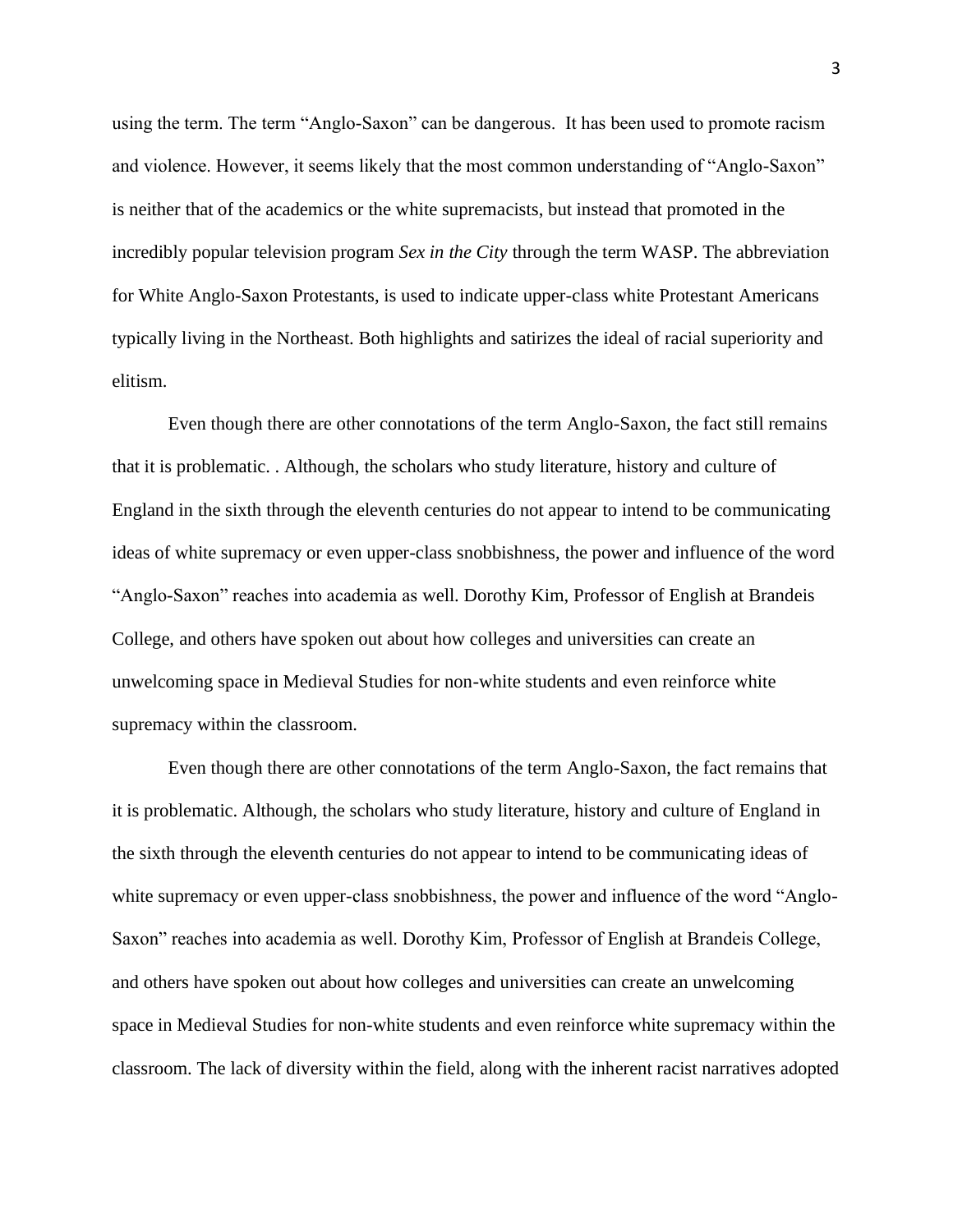using the term. The term "Anglo-Saxon" can be dangerous. It has been used to promote racism and violence. However, it seems likely that the most common understanding of "Anglo-Saxon" is neither that of the academics or the white supremacists, but instead that promoted in the incredibly popular television program *Sex in the City* through the term WASP. The abbreviation for White Anglo-Saxon Protestants, is used to indicate upper-class white Protestant Americans typically living in the Northeast. Both highlights and satirizes the ideal of racial superiority and elitism.

Even though there are other connotations of the term Anglo-Saxon, the fact still remains that it is problematic. . Although, the scholars who study literature, history and culture of England in the sixth through the eleventh centuries do not appear to intend to be communicating ideas of white supremacy or even upper-class snobbishness, the power and influence of the word "Anglo-Saxon" reaches into academia as well. Dorothy Kim, Professor of English at Brandeis College, and others have spoken out about how colleges and universities can create an unwelcoming space in Medieval Studies for non-white students and even reinforce white supremacy within the classroom.

Even though there are other connotations of the term Anglo-Saxon, the fact remains that it is problematic. Although, the scholars who study literature, history and culture of England in the sixth through the eleventh centuries do not appear to intend to be communicating ideas of white supremacy or even upper-class snobbishness, the power and influence of the word "Anglo-Saxon" reaches into academia as well. Dorothy Kim, Professor of English at Brandeis College, and others have spoken out about how colleges and universities can create an unwelcoming space in Medieval Studies for non-white students and even reinforce white supremacy within the classroom. The lack of diversity within the field, along with the inherent racist narratives adopted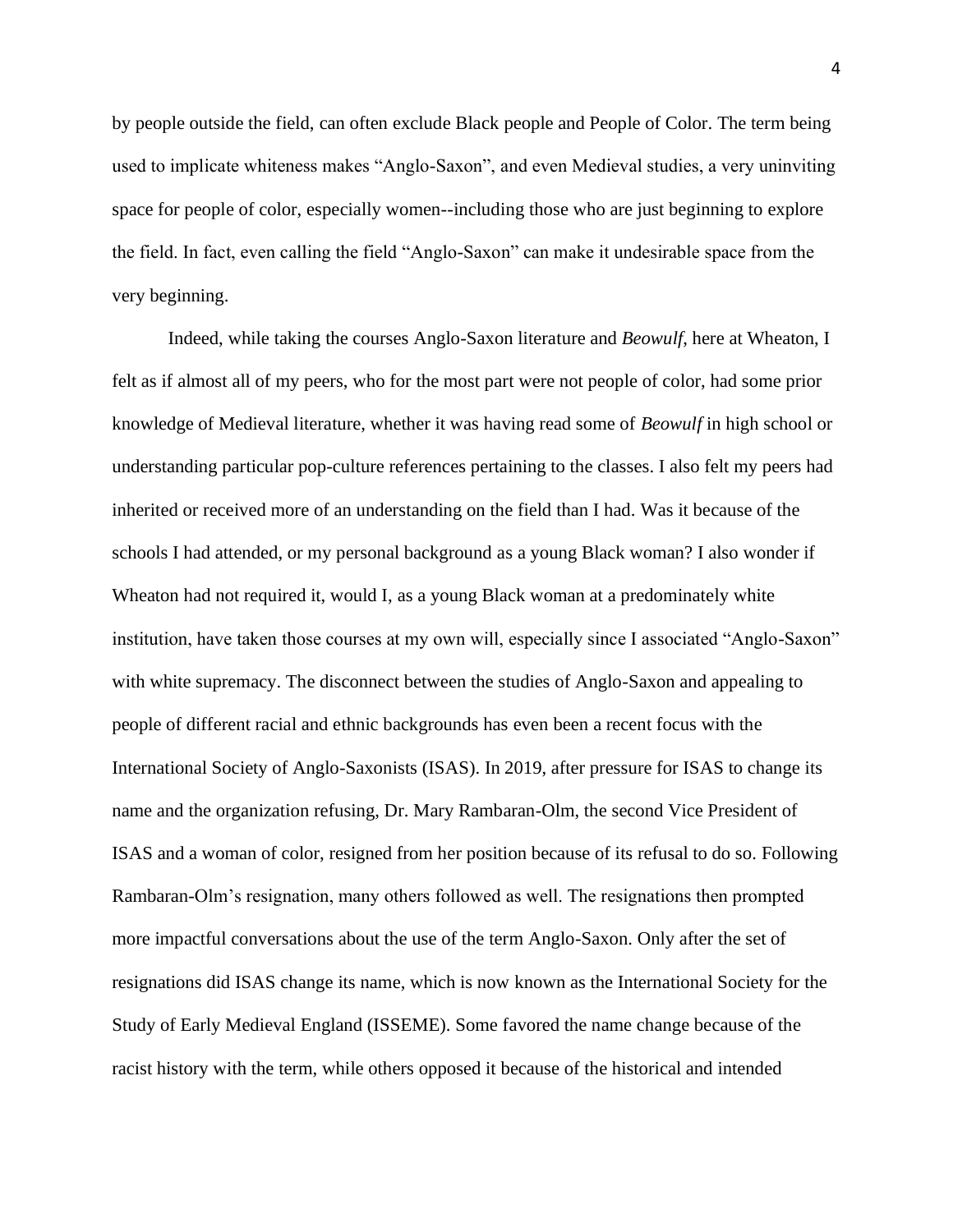by people outside the field, can often exclude Black people and People of Color. The term being used to implicate whiteness makes "Anglo-Saxon", and even Medieval studies, a very uninviting space for people of color, especially women--including those who are just beginning to explore the field. In fact, even calling the field "Anglo-Saxon" can make it undesirable space from the very beginning.

Indeed, while taking the courses Anglo-Saxon literature and *Beowulf*, here at Wheaton, I felt as if almost all of my peers, who for the most part were not people of color, had some prior knowledge of Medieval literature, whether it was having read some of *Beowulf* in high school or understanding particular pop-culture references pertaining to the classes. I also felt my peers had inherited or received more of an understanding on the field than I had. Was it because of the schools I had attended, or my personal background as a young Black woman? I also wonder if Wheaton had not required it, would I, as a young Black woman at a predominately white institution, have taken those courses at my own will, especially since I associated "Anglo-Saxon" with white supremacy. The disconnect between the studies of Anglo-Saxon and appealing to people of different racial and ethnic backgrounds has even been a recent focus with the International Society of Anglo-Saxonists (ISAS). In 2019, after pressure for ISAS to change its name and the organization refusing, Dr. Mary Rambaran-Olm, the second Vice President of ISAS and a woman of color, resigned from her position because of its refusal to do so. Following Rambaran-Olm's resignation, many others followed as well. The resignations then prompted more impactful conversations about the use of the term Anglo-Saxon. Only after the set of resignations did ISAS change its name, which is now known as the International Society for the Study of Early Medieval England (ISSEME). Some favored the name change because of the racist history with the term, while others opposed it because of the historical and intended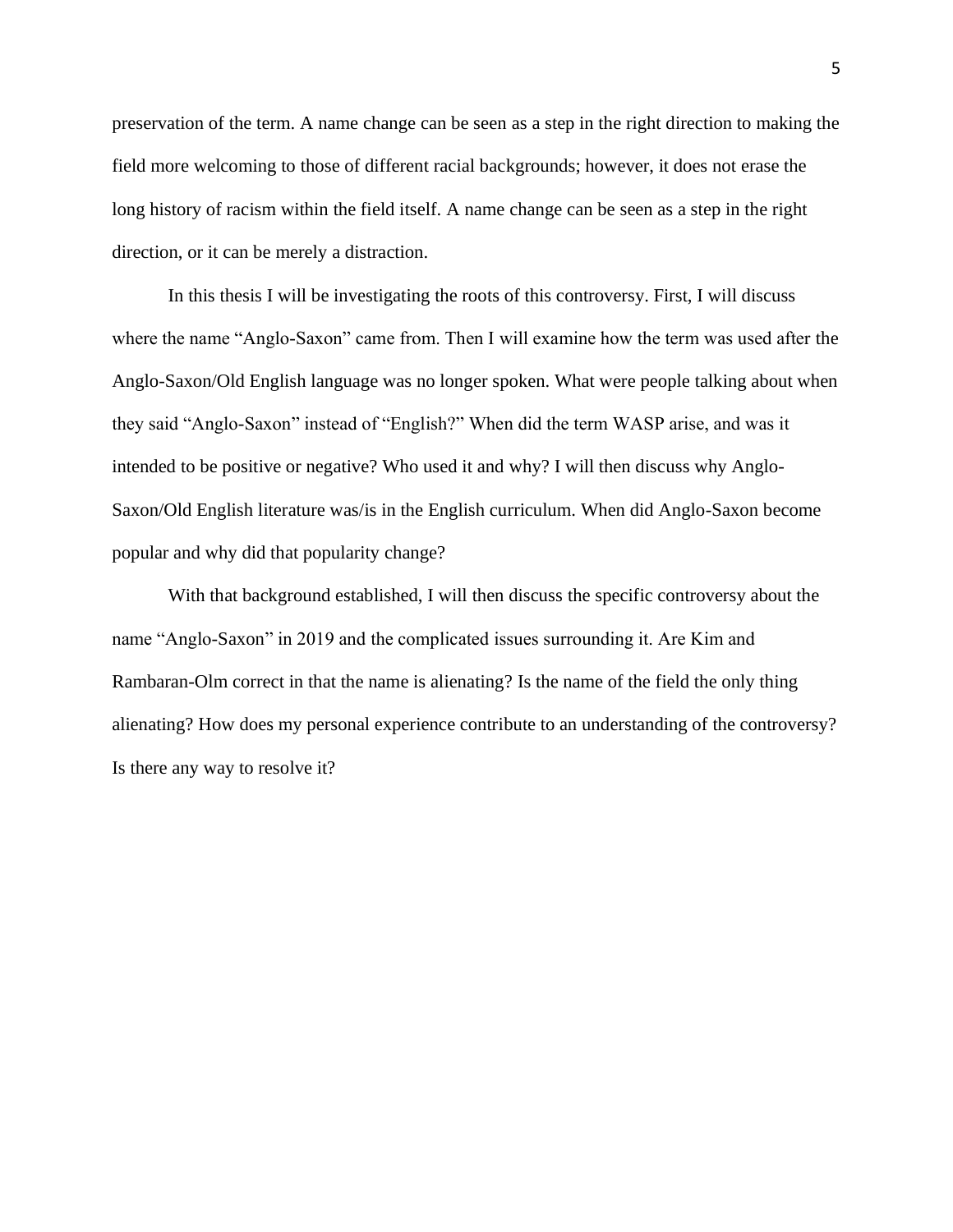preservation of the term. A name change can be seen as a step in the right direction to making the field more welcoming to those of different racial backgrounds; however, it does not erase the long history of racism within the field itself. A name change can be seen as a step in the right direction, or it can be merely a distraction.

In this thesis I will be investigating the roots of this controversy. First, I will discuss where the name "Anglo-Saxon" came from. Then I will examine how the term was used after the Anglo-Saxon/Old English language was no longer spoken. What were people talking about when they said "Anglo-Saxon" instead of "English?" When did the term WASP arise, and was it intended to be positive or negative? Who used it and why? I will then discuss why Anglo-Saxon/Old English literature was/is in the English curriculum. When did Anglo-Saxon become popular and why did that popularity change?

With that background established, I will then discuss the specific controversy about the name "Anglo-Saxon" in 2019 and the complicated issues surrounding it. Are Kim and Rambaran-Olm correct in that the name is alienating? Is the name of the field the only thing alienating? How does my personal experience contribute to an understanding of the controversy? Is there any way to resolve it?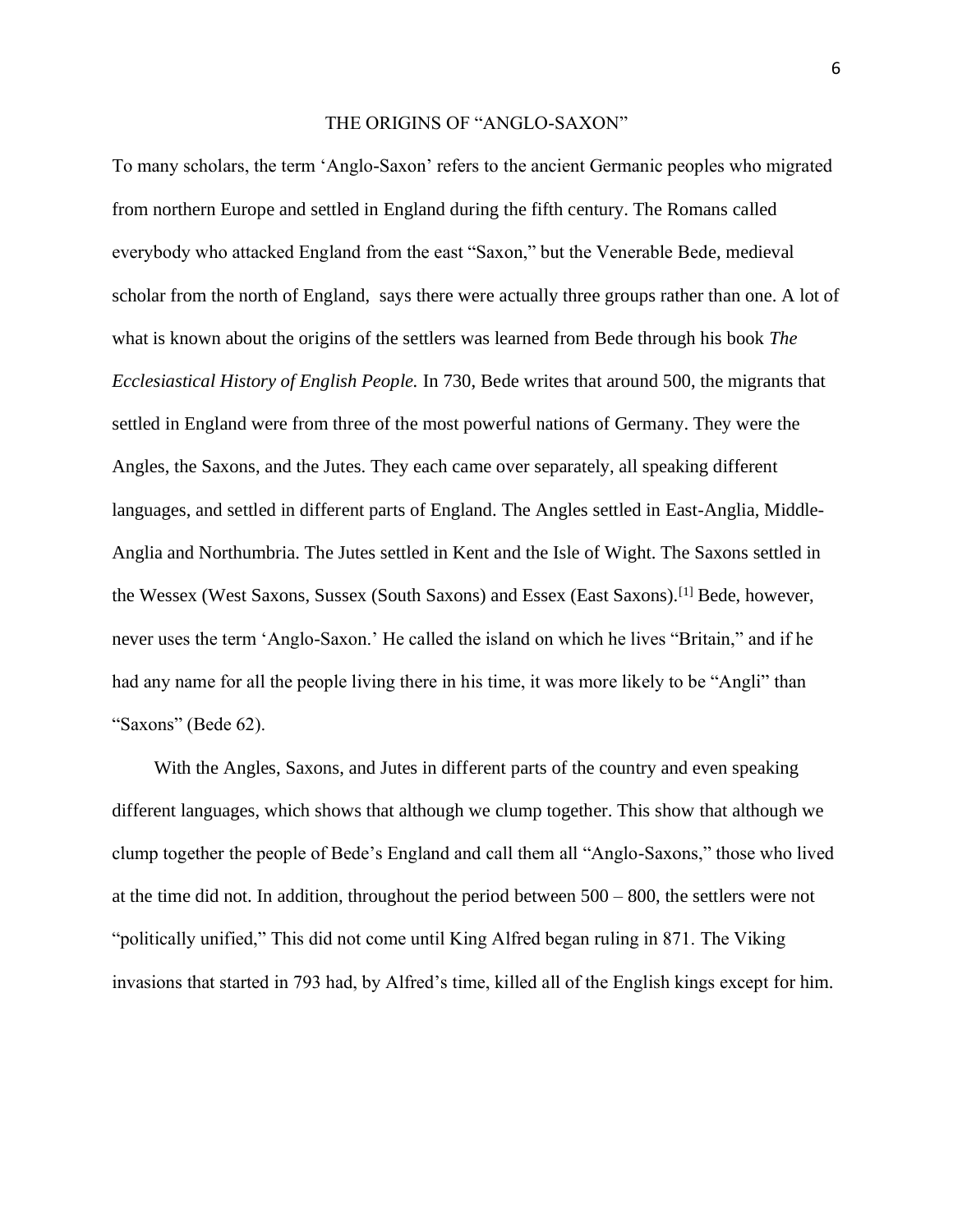# THE ORIGINS OF "ANGLO-SAXON"

To many scholars, the term 'Anglo-Saxon' refers to the ancient Germanic peoples who migrated from northern Europe and settled in England during the fifth century. The Romans called everybody who attacked England from the east "Saxon," but the Venerable Bede, medieval scholar from the north of England,  says there were actually three groups rather than one. A lot of what is known about the origins of the settlers was learned from Bede through his book *The Ecclesiastical History of English People.* In 730, Bede writes that around 500, the migrants that settled in England were from three of the most powerful nations of Germany. They were the Angles, the Saxons, and the Jutes. They each came over separately, all speaking different languages, and settled in different parts of England. The Angles settled in East-Anglia, Middle-Anglia and Northumbria. The Jutes settled in Kent and the Isle of Wight. The Saxons settled in the Wessex (West Saxons, Sussex (South Saxons) and Essex (East Saxons).[1] Bede, however, never uses the term 'Anglo-Saxon.' He called the island on which he lives "Britain," and if he had any name for all the people living there in his time, it was more likely to be "Angli" than "Saxons" (Bede 62).

With the Angles, Saxons, and Jutes in different parts of the country and even speaking different languages, which shows that although we clump together. This show that although we clump together the people of Bede's England and call them all "Anglo-Saxons," those who lived at the time did not. In addition, throughout the period between 500 – 800, the settlers were not "politically unified," This did not come until King Alfred began ruling in 871. The Viking invasions that started in 793 had, by Alfred's time, killed all of the English kings except for him.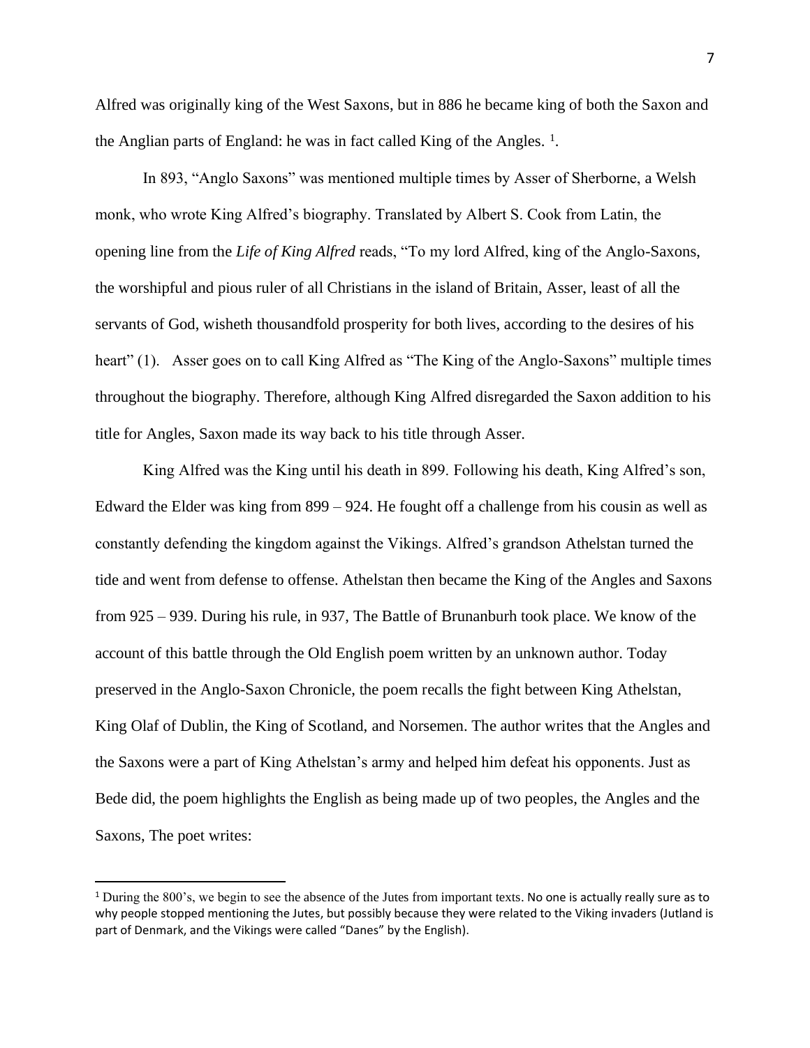Alfred was originally king of the West Saxons, but in 886 he became king of both the Saxon and the Anglian parts of England: he was in fact called King of the Angles. [1].

In 893, "Anglo Saxons" was mentioned multiple times by Asser of Sherborne, a Welsh monk, who wrote King Alfred's biography. Translated by Albert S. Cook from Latin, the opening line from the *Life of King Alfred* reads, "To my lord Alfred, king of the Anglo-Saxons, the worshipful and pious ruler of all Christians in the island of Britain, Asser, least of all the servants of God, wisheth thousandfold prosperity for both lives, according to the desires of his heart" (1). Asser goes on to call King Alfred as "The King of the Anglo-Saxons" multiple times throughout the biography. Therefore, although King Alfred disregarded the Saxon addition to his title for Angles, Saxon made its way back to his title through Asser.

King Alfred was the King until his death in 899. Following his death, King Alfred's son, Edward the Elder was king from 899 – 924. He fought off a challenge from his cousin as well as constantly defending the kingdom against the Vikings. Alfred's grandson Athelstan turned the tide and went from defense to offense. Athelstan then became the King of the Angles and Saxons from 925 – 939. During his rule, in 937, The Battle of Brunanburh took place. We know of the account of this battle through the Old English poem written by an unknown author. Today preserved in the Anglo-Saxon Chronicle, the poem recalls the fight between King Athelstan, King Olaf of Dublin, the King of Scotland, and Norsemen. The author writes that the Angles and the Saxons were a part of King Athelstan's army and helped him defeat his opponents. Just as Bede did, the poem highlights the English as being made up of two peoples, the Angles and the Saxons, The poet writes:

[1] During the 800's, we begin to see the absence of the Jutes from important texts. No one is actually really sure as to why people stopped mentioning the Jutes, but possibly because they were related to the Viking invaders (Jutland is part of Denmark, and the Vikings were called "Danes" by the English).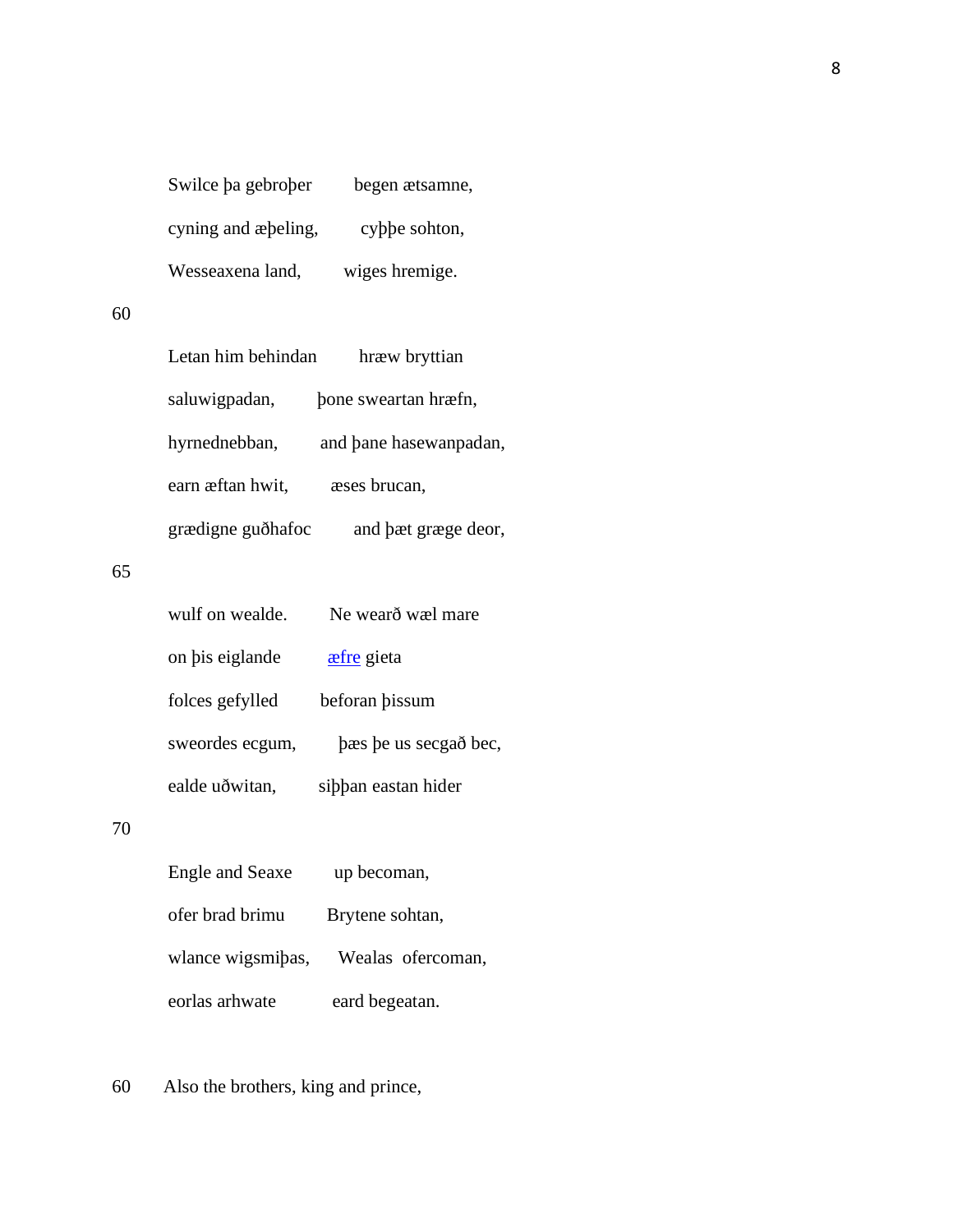Swilce þa gebroþer begen ætsamne,

cyning and æþeling, cyþþe sohton,

Wesseaxena land, wiges hremige.

60

Letan him behindan hræw bryttian

saluwigpadan, þone sweartan hræfn,

hyrnednebban, and þane hasewanpadan,

earn æftan hwit, æses brucan,

grædigne guðhafoc and þæt græge deor,

65

wulf on wealde. Ne wearð wæl mare

on þis eiglande æfre gieta

folces gefylled beforan þissum

sweordes ecgum, þæs þe us secgað bec,

ealde uðwitan, siþþan eastan hider

70

Engle and Seaxe up becoman,

ofer brad brimu Brytene sohtan,

wlance wigsmiþas, Wealas ofercoman,

eorlas arhwate eard begeatan.

60 Also the brothers, king and prince,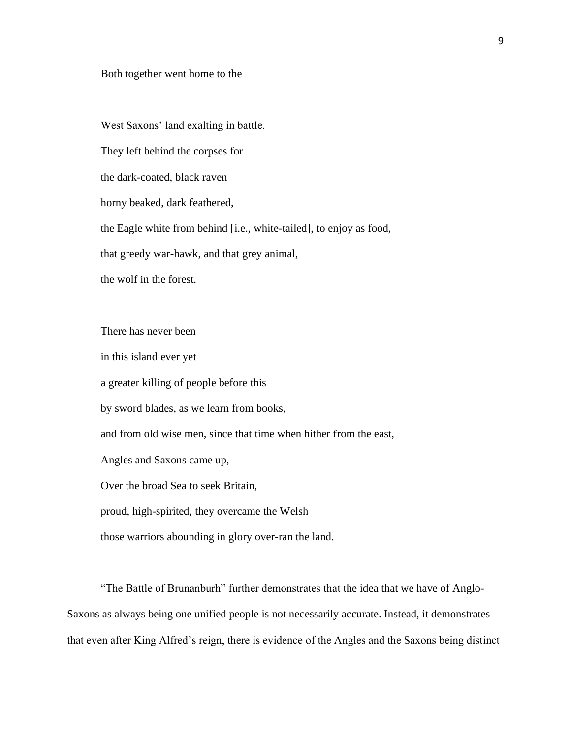Both together went home to the

West Saxons' land exalting in battle.  
They left behind the corpses for  
the dark-coated, black raven  
horny beaked, dark feathered,  
the Eagle white from behind [i.e., white-tailed], to enjoy as food,  
that greedy war-hawk, and that grey animal,  
the wolf in the forest.

There has never been  
in this island ever yet  
a greater killing of people before this  
by sword blades, as we learn from books,  
and from old wise men, since that time when hither from the east,  
Angles and Saxons came up,  
Over the broad Sea to seek Britain,  
proud, high-spirited, they overcame the Welsh  
those warriors abounding in glory over-ran the land.

"The Battle of Brunanburh" further demonstrates that the idea that we have of Anglo-Saxons as always being one unified people is not necessarily accurate. Instead, it demonstrates that even after King Alfred's reign, there is evidence of the Angles and the Saxons being distinct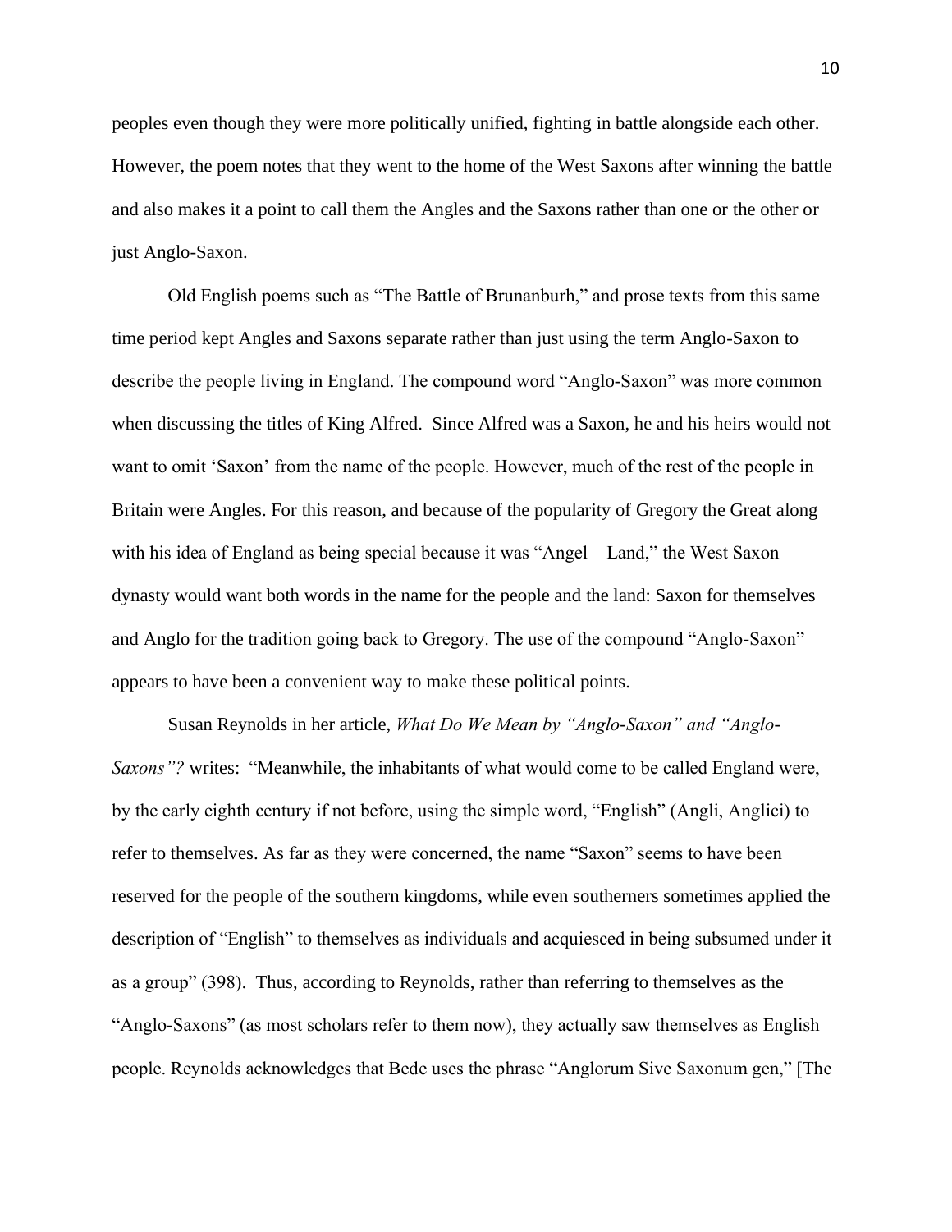peoples even though they were more politically unified, fighting in battle alongside each other. However, the poem notes that they went to the home of the West Saxons after winning the battle and also makes it a point to call them the Angles and the Saxons rather than one or the other or just Anglo-Saxon.

Old English poems such as "The Battle of Brunanburh," and prose texts from this same time period kept Angles and Saxons separate rather than just using the term Anglo-Saxon to describe the people living in England. The compound word "Anglo-Saxon" was more common when discussing the titles of King Alfred. Since Alfred was a Saxon, he and his heirs would not want to omit 'Saxon' from the name of the people. However, much of the rest of the people in Britain were Angles. For this reason, and because of the popularity of Gregory the Great along with his idea of England as being special because it was "Angel – Land," the West Saxon dynasty would want both words in the name for the people and the land: Saxon for themselves and Anglo for the tradition going back to Gregory. The use of the compound "Anglo-Saxon" appears to have been a convenient way to make these political points.

Susan Reynolds in her article, *What Do We Mean by "Anglo-Saxon" and "Anglo-Saxons"?* writes: "Meanwhile, the inhabitants of what would come to be called England were, by the early eighth century if not before, using the simple word, "English" (Angli, Anglici) to refer to themselves. As far as they were concerned, the name "Saxon" seems to have been reserved for the people of the southern kingdoms, while even southerners sometimes applied the description of "English" to themselves as individuals and acquiesced in being subsumed under it as a group" (398). Thus, according to Reynolds, rather than referring to themselves as the "Anglo-Saxons" (as most scholars refer to them now), they actually saw themselves as English people. Reynolds acknowledges that Bede uses the phrase "Anglorum Sive Saxonum gen," [The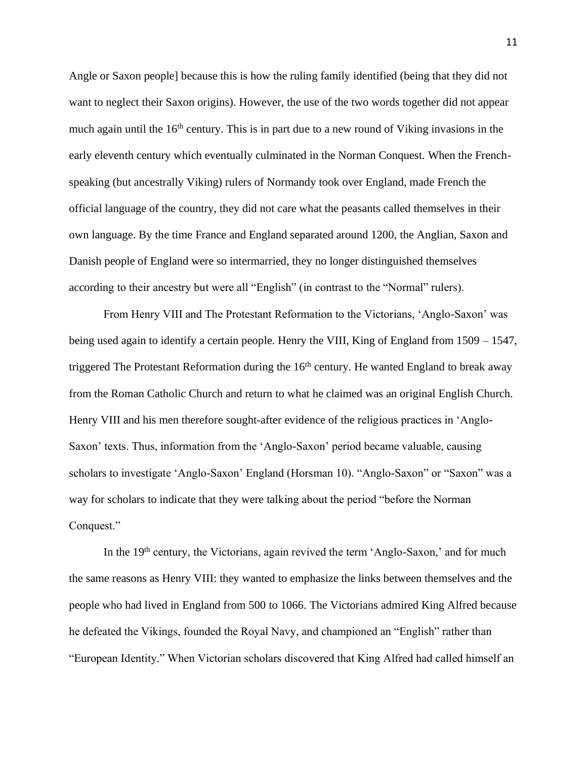Angle or Saxon people] because this is how the ruling family identified (being that they did not want to neglect their Saxon origins). However, the use of the two words together did not appear much again until the 16th century. This is in part due to a new round of Viking invasions in the early eleventh century which eventually culminated in the Norman Conquest. When the French-speaking (but ancestrally Viking) rulers of Normandy took over England, made French the official language of the country, they did not care what the peasants called themselves in their own language. By the time France and England separated around 1200, the Anglian, Saxon and Danish people of England were so intermarried, they no longer distinguished themselves according to their ancestry but were all "English" (in contrast to the "Normal" rulers).

From Henry VIII and The Protestant Reformation to the Victorians, 'Anglo-Saxon' was being used again to identify a certain people. Henry the VIII, King of England from 1509 – 1547, triggered The Protestant Reformation during the 16th century. He wanted England to break away from the Roman Catholic Church and return to what he claimed was an original English Church. Henry VIII and his men therefore sought-after evidence of the religious practices in 'Anglo-Saxon' texts. Thus, information from the 'Anglo-Saxon' period became valuable, causing scholars to investigate 'Anglo-Saxon' England (Horsman 10). "Anglo-Saxon" or "Saxon" was a way for scholars to indicate that they were talking about the period "before the Norman Conquest."

In the 19th century, the Victorians, again revived the term 'Anglo-Saxon,' and for much the same reasons as Henry VIII: they wanted to emphasize the links between themselves and the people who had lived in England from 500 to 1066. The Victorians admired King Alfred because he defeated the Vikings, founded the Royal Navy, and championed an "English" rather than "European Identity." When Victorian scholars discovered that King Alfred had called himself an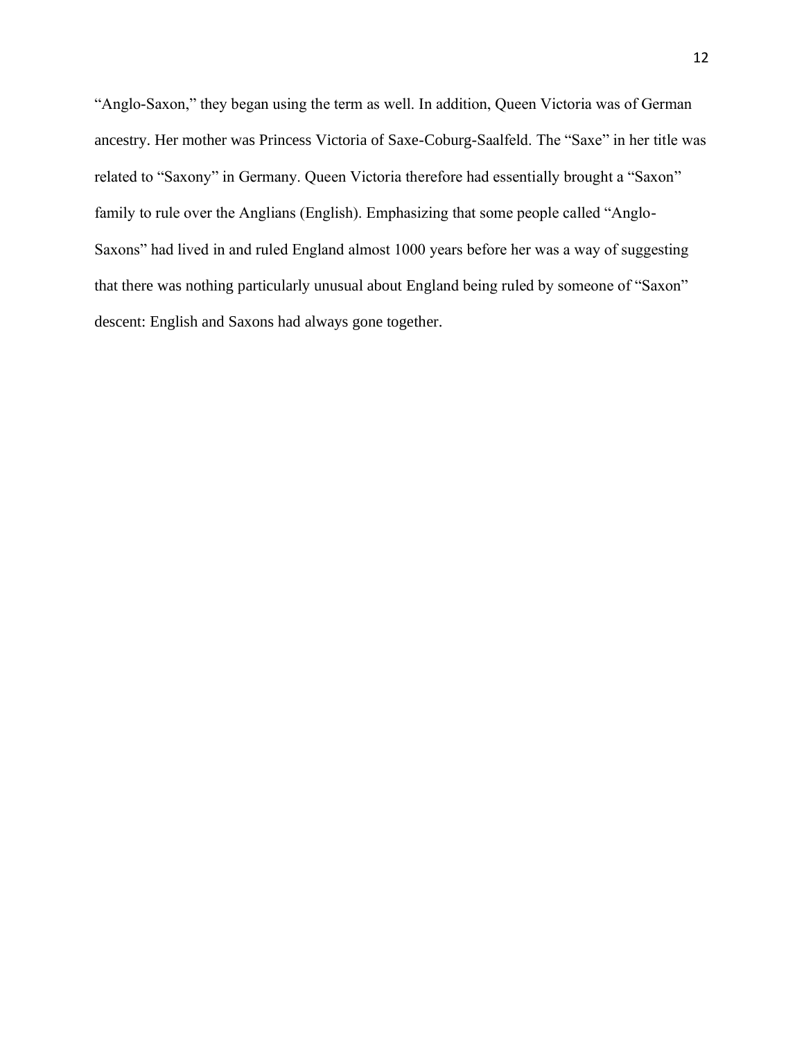"Anglo-Saxon," they began using the term as well. In addition, Queen Victoria was of German ancestry. Her mother was Princess Victoria of Saxe-Coburg-Saalfeld. The "Saxe" in her title was related to "Saxony" in Germany. Queen Victoria therefore had essentially brought a "Saxon" family to rule over the Anglians (English). Emphasizing that some people called "Anglo-Saxons" had lived in and ruled England almost 1000 years before her was a way of suggesting that there was nothing particularly unusual about England being ruled by someone of "Saxon" descent: English and Saxons had always gone together.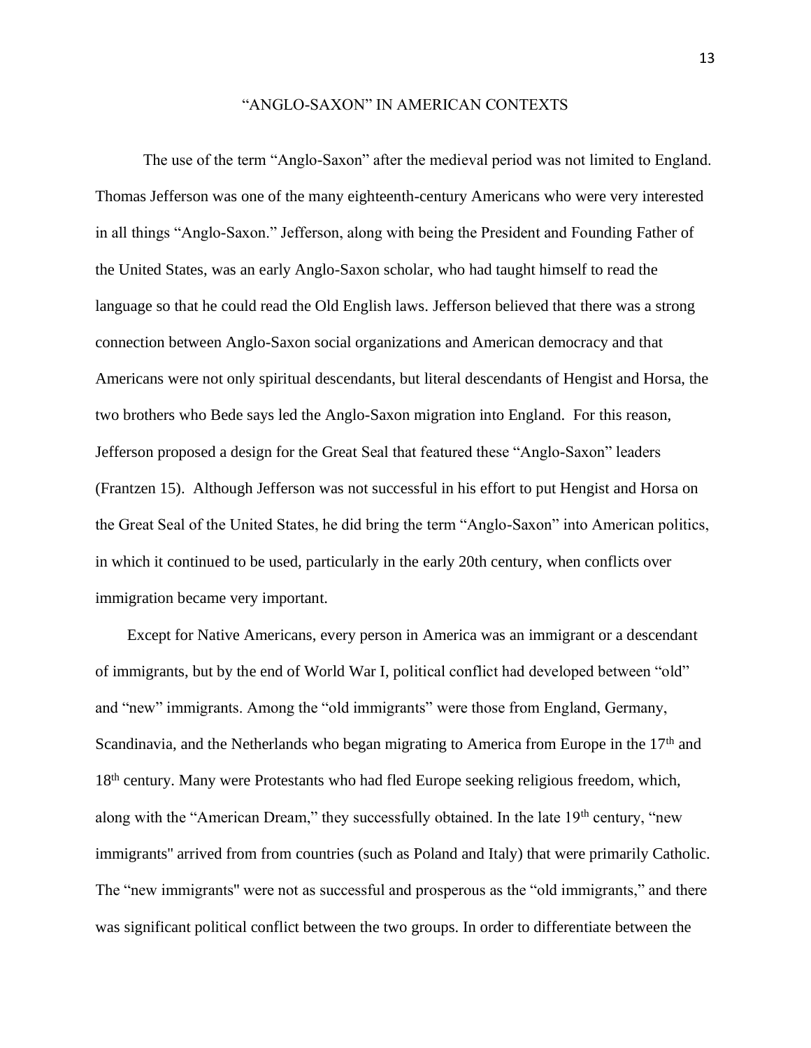## "ANGLO-SAXON" IN AMERICAN CONTEXTS

The use of the term "Anglo-Saxon" after the medieval period was not limited to England. Thomas Jefferson was one of the many eighteenth-century Americans who were very interested in all things "Anglo-Saxon." Jefferson, along with being the President and Founding Father of the United States, was an early Anglo-Saxon scholar, who had taught himself to read the language so that he could read the Old English laws. Jefferson believed that there was a strong connection between Anglo-Saxon social organizations and American democracy and that Americans were not only spiritual descendants, but literal descendants of Hengist and Horsa, the two brothers who Bede says led the Anglo-Saxon migration into England. For this reason, Jefferson proposed a design for the Great Seal that featured these "Anglo-Saxon" leaders (Frantzen 15). Although Jefferson was not successful in his effort to put Hengist and Horsa on the Great Seal of the United States, he did bring the term "Anglo-Saxon" into American politics, in which it continued to be used, particularly in the early 20th century, when conflicts over immigration became very important.

Except for Native Americans, every person in America was an immigrant or a descendant of immigrants, but by the end of World War I, political conflict had developed between "old" and "new" immigrants. Among the "old immigrants" were those from England, Germany, Scandinavia, and the Netherlands who began migrating to America from Europe in the 17th and 18th century. Many were Protestants who had fled Europe seeking religious freedom, which, along with the "American Dream," they successfully obtained. In the late 19th century, "new immigrants" arrived from from countries (such as Poland and Italy) that were primarily Catholic. The "new immigrants" were not as successful and prosperous as the "old immigrants," and there was significant political conflict between the two groups. In order to differentiate between the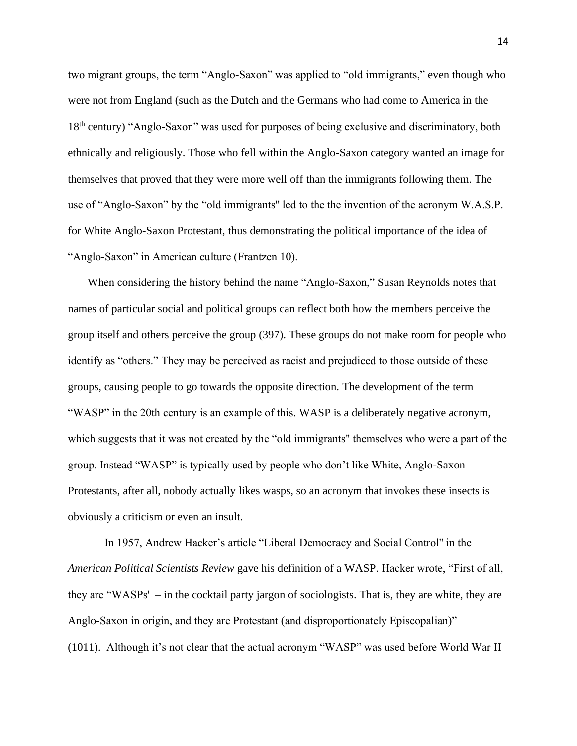two migrant groups, the term "Anglo-Saxon" was applied to "old immigrants," even though who were not from England (such as the Dutch and the Germans who had come to America in the 18th century) "Anglo-Saxon" was used for purposes of being exclusive and discriminatory, both ethnically and religiously. Those who fell within the Anglo-Saxon category wanted an image for themselves that proved that they were more well off than the immigrants following them. The use of "Anglo-Saxon" by the "old immigrants" led to the the invention of the acronym W.A.S.P. for White Anglo-Saxon Protestant, thus demonstrating the political importance of the idea of "Anglo-Saxon" in American culture (Frantzen 10).

When considering the history behind the name "Anglo-Saxon," Susan Reynolds notes that names of particular social and political groups can reflect both how the members perceive the group itself and others perceive the group (397). These groups do not make room for people who identify as "others." They may be perceived as racist and prejudiced to those outside of these groups, causing people to go towards the opposite direction. The development of the term "WASP" in the 20th century is an example of this. WASP is a deliberately negative acronym, which suggests that it was not created by the "old immigrants" themselves who were a part of the group. Instead "WASP" is typically used by people who don't like White, Anglo-Saxon Protestants, after all, nobody actually likes wasps, so an acronym that invokes these insects is obviously a criticism or even an insult.

In 1957, Andrew Hacker's article "Liberal Democracy and Social Control" in the *American Political Scientists Review* gave his definition of a WASP. Hacker wrote, "First of all, they are "WASPs' – in the cocktail party jargon of sociologists. That is, they are white, they are Anglo-Saxon in origin, and they are Protestant (and disproportionately Episcopalian)" (1011). Although it's not clear that the actual acronym "WASP" was used before World War II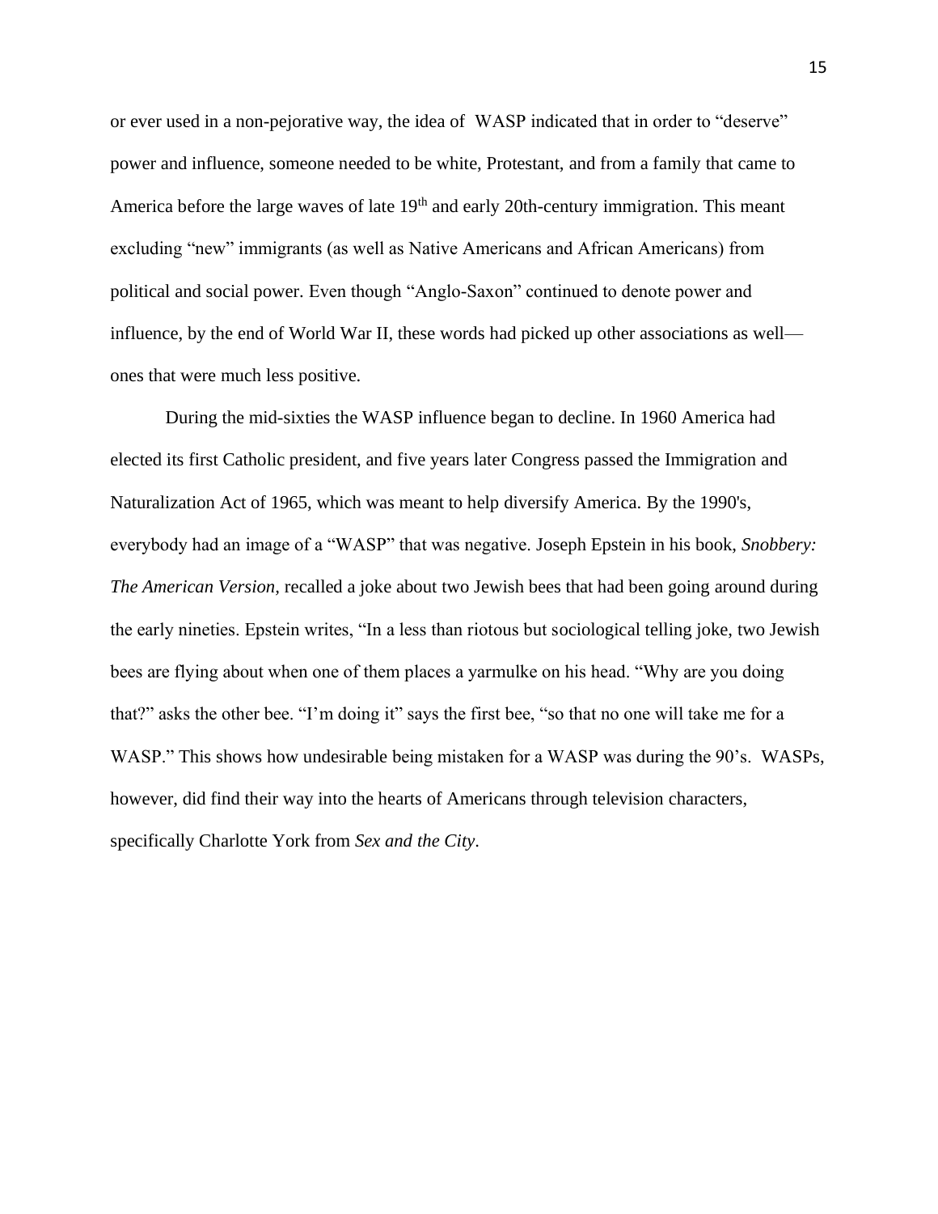or ever used in a non-pejorative way, the idea of WASP indicated that in order to "deserve" power and influence, someone needed to be white, Protestant, and from a family that came to America before the large waves of late 19th and early 20th-century immigration. This meant excluding "new" immigrants (as well as Native Americans and African Americans) from political and social power. Even though "Anglo-Saxon" continued to denote power and influence, by the end of World War II, these words had picked up other associations as well—ones that were much less positive.

During the mid-sixties the WASP influence began to decline. In 1960 America had elected its first Catholic president, and five years later Congress passed the Immigration and Naturalization Act of 1965, which was meant to help diversify America. By the 1990's, everybody had an image of a "WASP" that was negative. Joseph Epstein in his book, *Snobbery: The American Version,* recalled a joke about two Jewish bees that had been going around during the early nineties. Epstein writes, "In a less than riotous but sociological telling joke, two Jewish bees are flying about when one of them places a yarmulke on his head. "Why are you doing that?" asks the other bee. "I'm doing it" says the first bee, "so that no one will take me for a WASP." This shows how undesirable being mistaken for a WASP was during the 90's. WASPs, however, did find their way into the hearts of Americans through television characters, specifically Charlotte York from *Sex and the City*.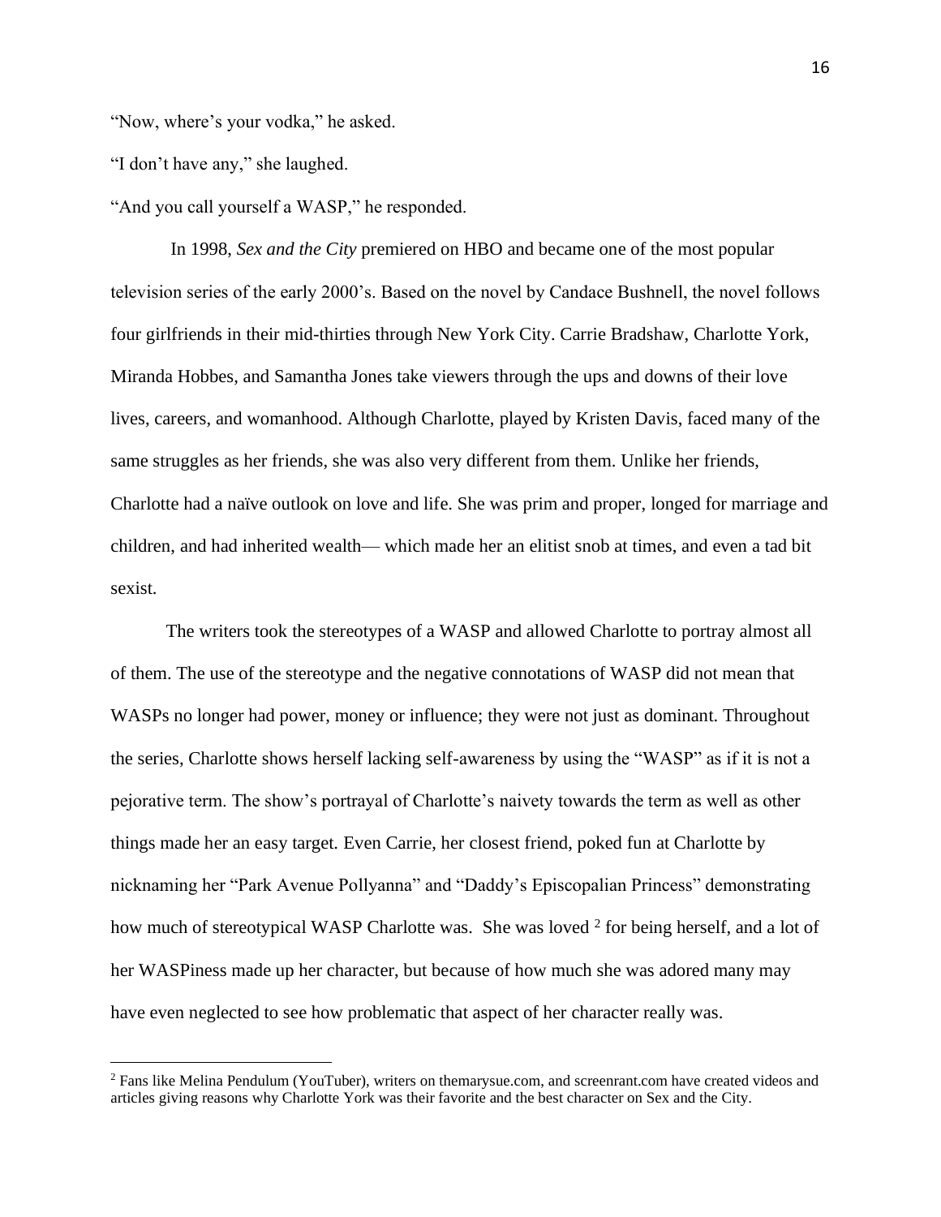"Now, where's your vodka," he asked.

"I don't have any," she laughed.

"And you call yourself a WASP," he responded.

In 1998, *Sex and the City* premiered on HBO and became one of the most popular television series of the early 2000's. Based on the novel by Candace Bushnell, the novel follows four girlfriends in their mid-thirties through New York City. Carrie Bradshaw, Charlotte York, Miranda Hobbes, and Samantha Jones take viewers through the ups and downs of their love lives, careers, and womanhood. Although Charlotte, played by Kristen Davis, faced many of the same struggles as her friends, she was also very different from them. Unlike her friends, Charlotte had a naïve outlook on love and life. She was prim and proper, longed for marriage and children, and had inherited wealth— which made her an elitist snob at times, and even a tad bit sexist.

The writers took the stereotypes of a WASP and allowed Charlotte to portray almost all of them. The use of the stereotype and the negative connotations of WASP did not mean that WASPs no longer had power, money or influence; they were not just as dominant. Throughout the series, Charlotte shows herself lacking self-awareness by using the "WASP" as if it is not a pejorative term. The show's portrayal of Charlotte's naivety towards the term as well as other things made her an easy target. Even Carrie, her closest friend, poked fun at Charlotte by nicknaming her "Park Avenue Pollyanna" and "Daddy's Episcopalian Princess" demonstrating how much of stereotypical WASP Charlotte was. She was loved [2] for being herself, and a lot of her WASPiness made up her character, but because of how much she was adored many may have even neglected to see how problematic that aspect of her character really was.

---

[2] Fans like Melina Pendulum (YouTuber), writers on themarysue.com, and screenrant.com have created videos and articles giving reasons why Charlotte York was their favorite and the best character on Sex and the City.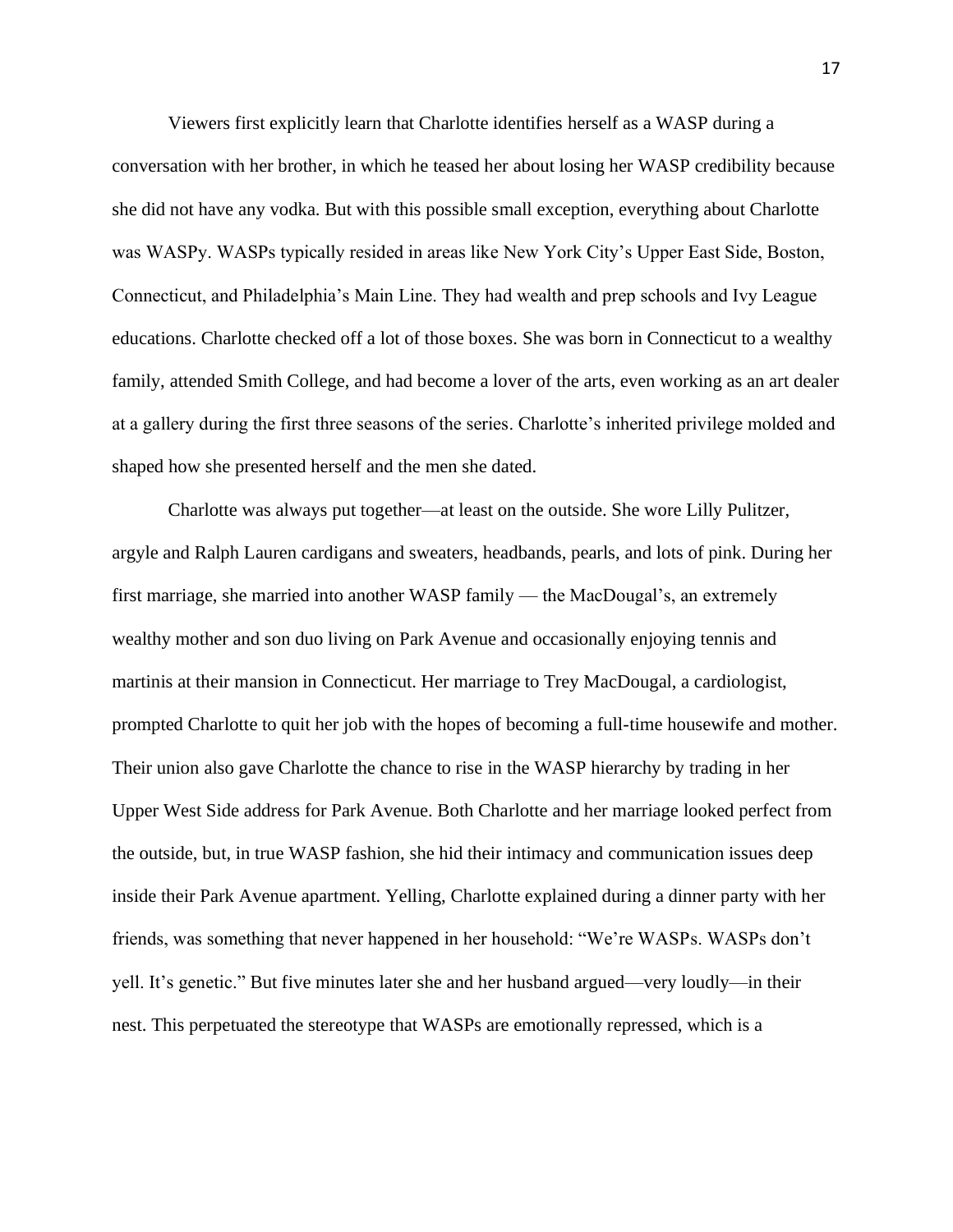Viewers first explicitly learn that Charlotte identifies herself as a WASP during a conversation with her brother, in which he teased her about losing her WASP credibility because she did not have any vodka. But with this possible small exception, everything about Charlotte was WASPy. WASPs typically resided in areas like New York City's Upper East Side, Boston, Connecticut, and Philadelphia's Main Line. They had wealth and prep schools and Ivy League educations. Charlotte checked off a lot of those boxes. She was born in Connecticut to a wealthy family, attended Smith College, and had become a lover of the arts, even working as an art dealer at a gallery during the first three seasons of the series. Charlotte's inherited privilege molded and shaped how she presented herself and the men she dated.

Charlotte was always put together—at least on the outside. She wore Lilly Pulitzer, argyle and Ralph Lauren cardigans and sweaters, headbands, pearls, and lots of pink. During her first marriage, she married into another WASP family — the MacDougal's, an extremely wealthy mother and son duo living on Park Avenue and occasionally enjoying tennis and martinis at their mansion in Connecticut. Her marriage to Trey MacDougal, a cardiologist, prompted Charlotte to quit her job with the hopes of becoming a full-time housewife and mother. Their union also gave Charlotte the chance to rise in the WASP hierarchy by trading in her Upper West Side address for Park Avenue. Both Charlotte and her marriage looked perfect from the outside, but, in true WASP fashion, she hid their intimacy and communication issues deep inside their Park Avenue apartment. Yelling, Charlotte explained during a dinner party with her friends, was something that never happened in her household: "We're WASPs. WASPs don't yell. It's genetic." But five minutes later she and her husband argued—very loudly—in their nest. This perpetuated the stereotype that WASPs are emotionally repressed, which is a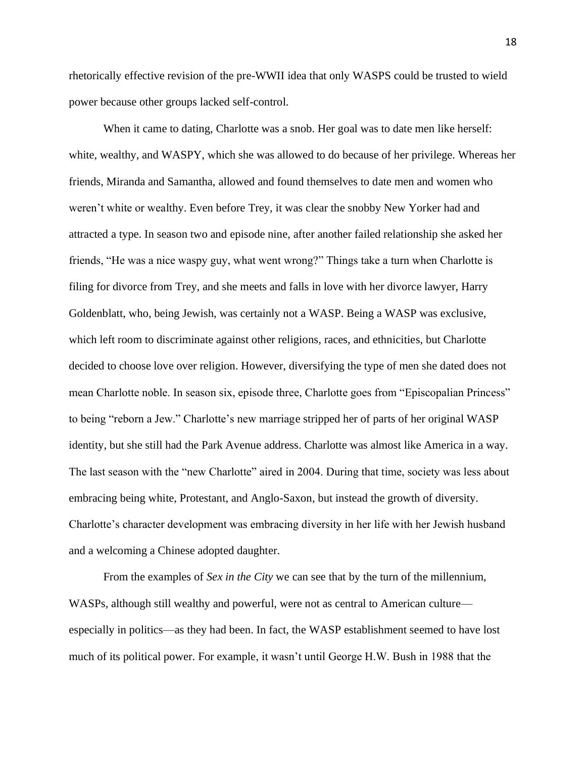rhetorically effective revision of the pre-WWII idea that only WASPS could be trusted to wield power because other groups lacked self-control.

When it came to dating, Charlotte was a snob. Her goal was to date men like herself: white, wealthy, and WASPY, which she was allowed to do because of her privilege. Whereas her friends, Miranda and Samantha, allowed and found themselves to date men and women who weren't white or wealthy. Even before Trey, it was clear the snobby New Yorker had and attracted a type. In season two and episode nine, after another failed relationship she asked her friends, "He was a nice waspy guy, what went wrong?" Things take a turn when Charlotte is filing for divorce from Trey, and she meets and falls in love with her divorce lawyer, Harry Goldenblatt, who, being Jewish, was certainly not a WASP. Being a WASP was exclusive, which left room to discriminate against other religions, races, and ethnicities, but Charlotte decided to choose love over religion. However, diversifying the type of men she dated does not mean Charlotte noble. In season six, episode three, Charlotte goes from "Episcopalian Princess" to being "reborn a Jew." Charlotte's new marriage stripped her of parts of her original WASP identity, but she still had the Park Avenue address. Charlotte was almost like America in a way. The last season with the "new Charlotte" aired in 2004. During that time, society was less about embracing being white, Protestant, and Anglo-Saxon, but instead the growth of diversity. Charlotte's character development was embracing diversity in her life with her Jewish husband and a welcoming a Chinese adopted daughter.

From the examples of *Sex in the City* we can see that by the turn of the millennium, WASPs, although still wealthy and powerful, were not as central to American culture—especially in politics—as they had been. In fact, the WASP establishment seemed to have lost much of its political power. For example, it wasn't until George H.W. Bush in 1988 that the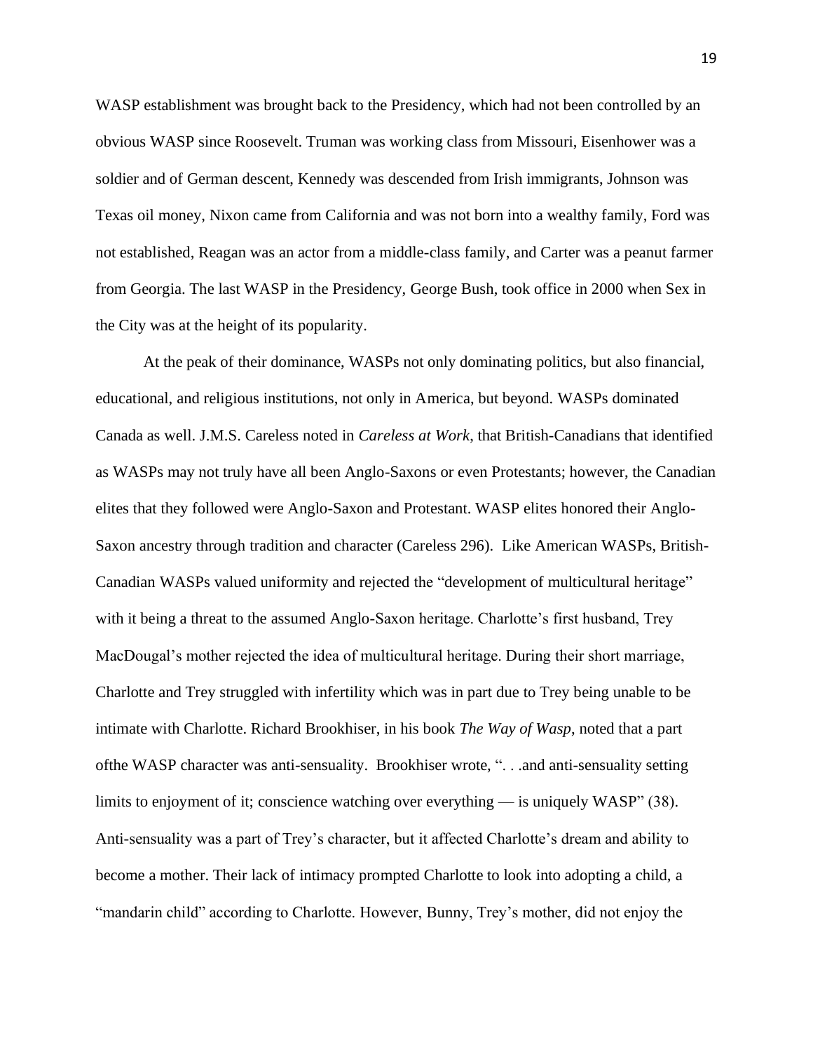WASP establishment was brought back to the Presidency, which had not been controlled by an obvious WASP since Roosevelt. Truman was working class from Missouri, Eisenhower was a soldier and of German descent, Kennedy was descended from Irish immigrants, Johnson was Texas oil money, Nixon came from California and was not born into a wealthy family, Ford was not established, Reagan was an actor from a middle-class family, and Carter was a peanut farmer from Georgia. The last WASP in the Presidency, George Bush, took office in 2000 when Sex in the City was at the height of its popularity.

At the peak of their dominance, WASPs not only dominating politics, but also financial, educational, and religious institutions, not only in America, but beyond. WASPs dominated Canada as well. J.M.S. Careless noted in *Careless at Work*, that British-Canadians that identified as WASPs may not truly have all been Anglo-Saxons or even Protestants; however, the Canadian elites that they followed were Anglo-Saxon and Protestant. WASP elites honored their Anglo-Saxon ancestry through tradition and character (Careless 296). Like American WASPs, British-Canadian WASPs valued uniformity and rejected the "development of multicultural heritage" with it being a threat to the assumed Anglo-Saxon heritage. Charlotte's first husband, Trey MacDougal's mother rejected the idea of multicultural heritage. During their short marriage, Charlotte and Trey struggled with infertility which was in part due to Trey being unable to be intimate with Charlotte. Richard Brookhiser, in his book *The Way of Wasp*, noted that a part ofthe WASP character was anti-sensuality. Brookhiser wrote, ". . .and anti-sensuality setting limits to enjoyment of it; conscience watching over everything — is uniquely WASP" (38). Anti-sensuality was a part of Trey's character, but it affected Charlotte's dream and ability to become a mother. Their lack of intimacy prompted Charlotte to look into adopting a child, a "mandarin child" according to Charlotte. However, Bunny, Trey's mother, did not enjoy the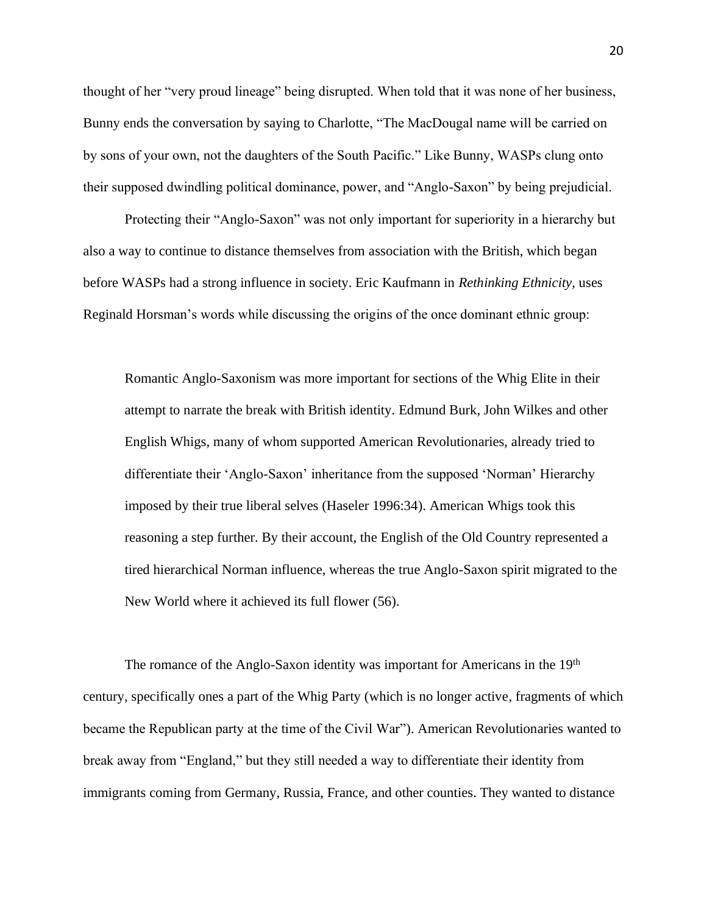thought of her "very proud lineage" being disrupted. When told that it was none of her business, Bunny ends the conversation by saying to Charlotte, "The MacDougal name will be carried on by sons of your own, not the daughters of the South Pacific." Like Bunny, WASPs clung onto their supposed dwindling political dominance, power, and "Anglo-Saxon" by being prejudicial.

Protecting their "Anglo-Saxon" was not only important for superiority in a hierarchy but also a way to continue to distance themselves from association with the British, which began before WASPs had a strong influence in society. Eric Kaufmann in *Rethinking Ethnicity*, uses Reginald Horsman's words while discussing the origins of the once dominant ethnic group:

> Romantic Anglo-Saxonism was more important for sections of the Whig Elite in their attempt to narrate the break with British identity. Edmund Burk, John Wilkes and other English Whigs, many of whom supported American Revolutionaries, already tried to differentiate their 'Anglo-Saxon' inheritance from the supposed 'Norman' Hierarchy imposed by their true liberal selves (Haseler 1996:34). American Whigs took this reasoning a step further. By their account, the English of the Old Country represented a tired hierarchical Norman influence, whereas the true Anglo-Saxon spirit migrated to the New World where it achieved its full flower (56).

The romance of the Anglo-Saxon identity was important for Americans in the 19th century, specifically ones a part of the Whig Party (which is no longer active, fragments of which became the Republican party at the time of the Civil War"). American Revolutionaries wanted to break away from "England," but they still needed a way to differentiate their identity from immigrants coming from Germany, Russia, France, and other counties. They wanted to distance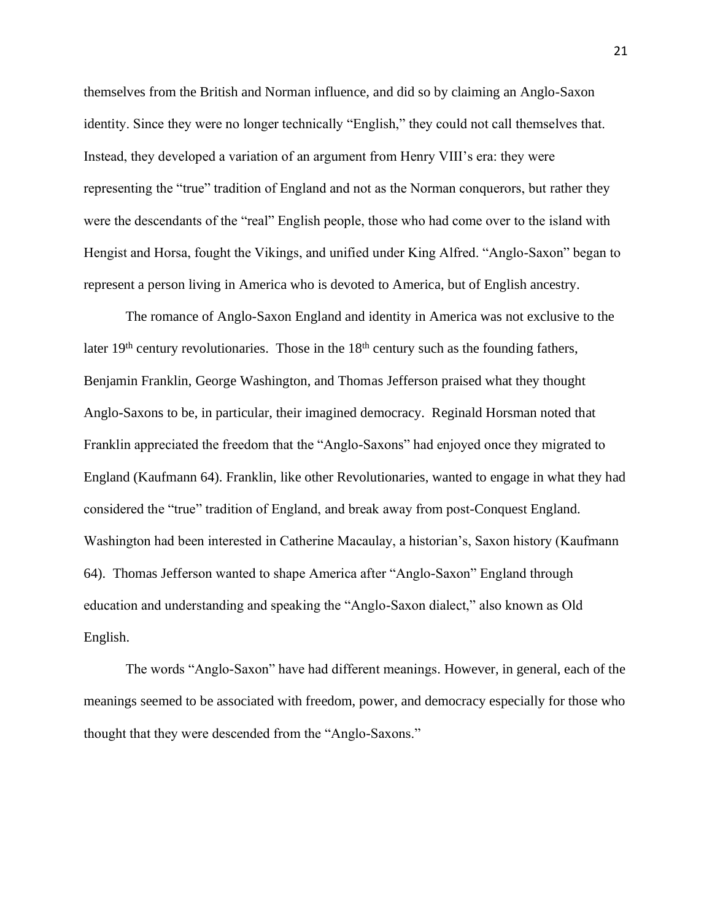themselves from the British and Norman influence, and did so by claiming an Anglo-Saxon identity. Since they were no longer technically "English," they could not call themselves that. Instead, they developed a variation of an argument from Henry VIII's era: they were representing the "true" tradition of England and not as the Norman conquerors, but rather they were the descendants of the "real" English people, those who had come over to the island with Hengist and Horsa, fought the Vikings, and unified under King Alfred. "Anglo-Saxon" began to represent a person living in America who is devoted to America, but of English ancestry.

The romance of Anglo-Saxon England and identity in America was not exclusive to the later 19th century revolutionaries. Those in the 18th century such as the founding fathers, Benjamin Franklin, George Washington, and Thomas Jefferson praised what they thought Anglo-Saxons to be, in particular, their imagined democracy. Reginald Horsman noted that Franklin appreciated the freedom that the "Anglo-Saxons" had enjoyed once they migrated to England (Kaufmann 64). Franklin, like other Revolutionaries, wanted to engage in what they had considered the "true" tradition of England, and break away from post-Conquest England. Washington had been interested in Catherine Macaulay, a historian's, Saxon history (Kaufmann 64). Thomas Jefferson wanted to shape America after "Anglo-Saxon" England through education and understanding and speaking the "Anglo-Saxon dialect," also known as Old English.

The words "Anglo-Saxon" have had different meanings. However, in general, each of the meanings seemed to be associated with freedom, power, and democracy especially for those who thought that they were descended from the "Anglo-Saxons."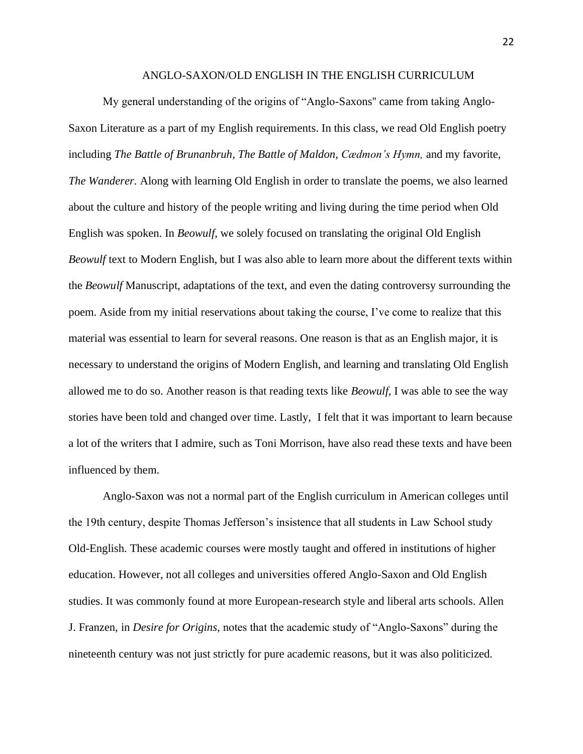## ANGLO-SAXON/OLD ENGLISH IN THE ENGLISH CURRICULUM

My general understanding of the origins of "Anglo-Saxons'' came from taking Anglo-Saxon Literature as a part of my English requirements. In this class, we read Old English poetry including *The Battle of Brunanbruh*, *The Battle of Maldon*, *Cædmon's Hymn,* and my favorite, *The Wanderer.* Along with learning Old English in order to translate the poems, we also learned about the culture and history of the people writing and living during the time period when Old English was spoken. In *Beowulf*, we solely focused on translating the original Old English *Beowulf* text to Modern English, but I was also able to learn more about the different texts within the *Beowulf* Manuscript, adaptations of the text, and even the dating controversy surrounding the poem. Aside from my initial reservations about taking the course, I've come to realize that this material was essential to learn for several reasons. One reason is that as an English major, it is necessary to understand the origins of Modern English, and learning and translating Old English allowed me to do so. Another reason is that reading texts like *Beowulf,* I was able to see the way stories have been told and changed over time. Lastly, I felt that it was important to learn because a lot of the writers that I admire, such as Toni Morrison, have also read these texts and have been influenced by them.

Anglo-Saxon was not a normal part of the English curriculum in American colleges until the 19th century, despite Thomas Jefferson's insistence that all students in Law School study Old-English. These academic courses were mostly taught and offered in institutions of higher education. However, not all colleges and universities offered Anglo-Saxon and Old English studies. It was commonly found at more European-research style and liberal arts schools. Allen J. Franzen, in *Desire for Origins,* notes that the academic study of "Anglo-Saxons" during the nineteenth century was not just strictly for pure academic reasons, but it was also politicized.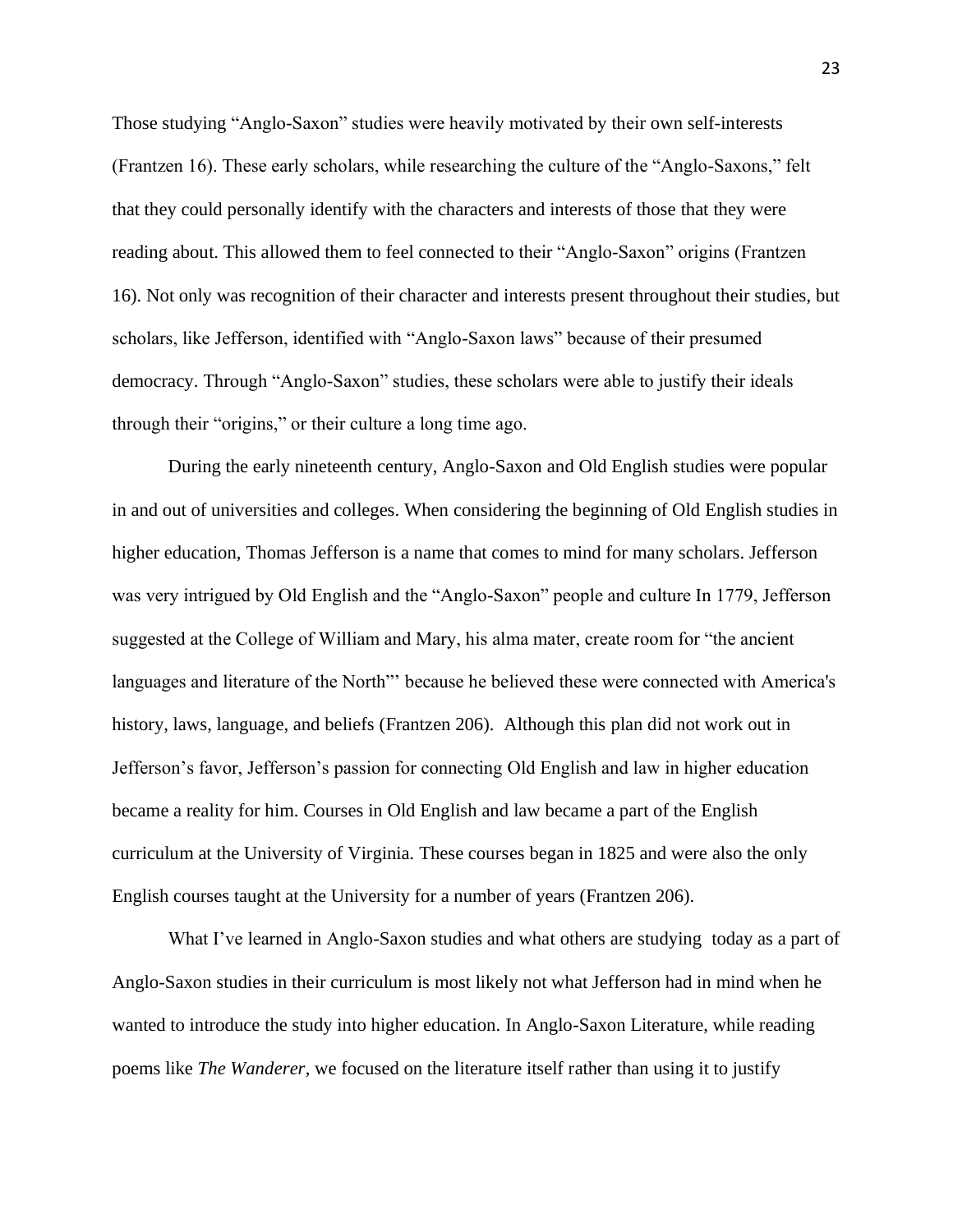Those studying “Anglo-Saxon” studies were heavily motivated by their own self-interests (Frantzen 16). These early scholars, while researching the culture of the “Anglo-Saxons,” felt that they could personally identify with the characters and interests of those that they were reading about. This allowed them to feel connected to their “Anglo-Saxon” origins (Frantzen 16). Not only was recognition of their character and interests present throughout their studies, but scholars, like Jefferson, identified with “Anglo-Saxon laws” because of their presumed democracy. Through “Anglo-Saxon” studies, these scholars were able to justify their ideals through their “origins,” or their culture a long time ago.

During the early nineteenth century, Anglo-Saxon and Old English studies were popular in and out of universities and colleges. When considering the beginning of Old English studies in higher education, Thomas Jefferson is a name that comes to mind for many scholars. Jefferson was very intrigued by Old English and the “Anglo-Saxon” people and culture In 1779, Jefferson suggested at the College of William and Mary, his alma mater, create room for “the ancient languages and literature of the North”’ because he believed these were connected with America's history, laws, language, and beliefs (Frantzen 206). Although this plan did not work out in Jefferson’s favor, Jefferson’s passion for connecting Old English and law in higher education became a reality for him. Courses in Old English and law became a part of the English curriculum at the University of Virginia. These courses began in 1825 and were also the only English courses taught at the University for a number of years (Frantzen 206).

What I’ve learned in Anglo-Saxon studies and what others are studying today as a part of Anglo-Saxon studies in their curriculum is most likely not what Jefferson had in mind when he wanted to introduce the study into higher education. In Anglo-Saxon Literature, while reading poems like *The Wanderer*, we focused on the literature itself rather than using it to justify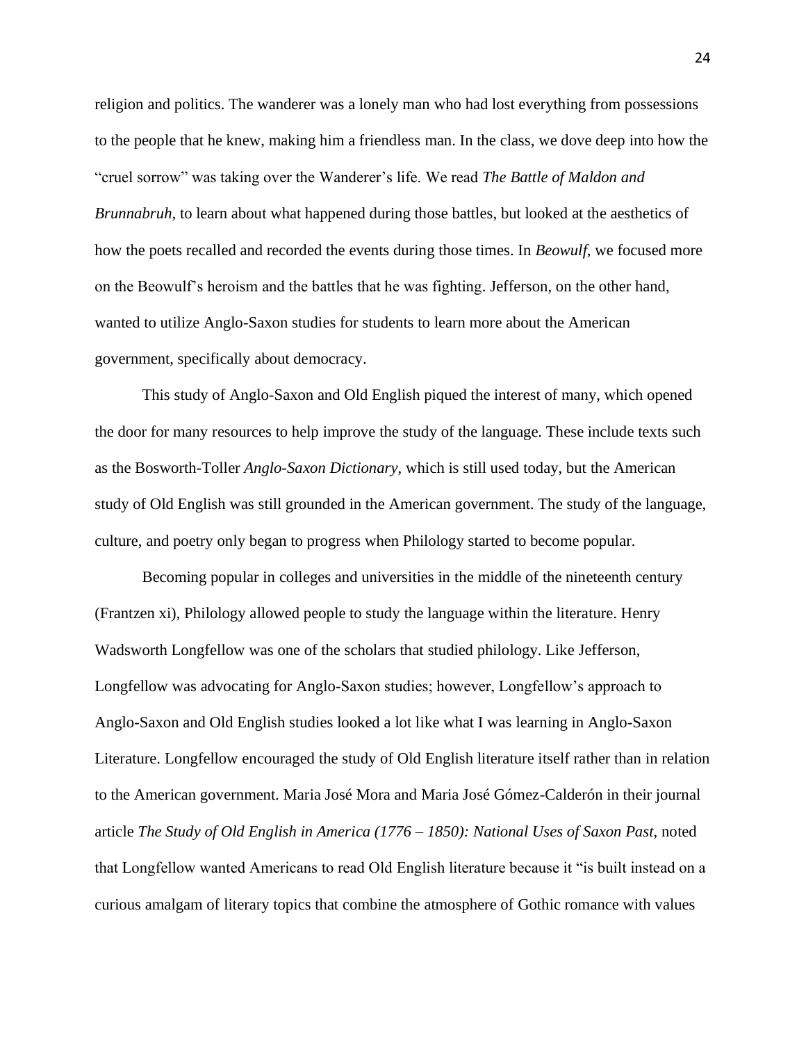religion and politics. The wanderer was a lonely man who had lost everything from possessions to the people that he knew, making him a friendless man. In the class, we dove deep into how the "cruel sorrow" was taking over the Wanderer's life. We read *The Battle of Maldon and Brunnabruh*, to learn about what happened during those battles, but looked at the aesthetics of how the poets recalled and recorded the events during those times. In *Beowulf,* we focused more on the Beowulf's heroism and the battles that he was fighting. Jefferson, on the other hand, wanted to utilize Anglo-Saxon studies for students to learn more about the American government, specifically about democracy.

This study of Anglo-Saxon and Old English piqued the interest of many, which opened the door for many resources to help improve the study of the language. These include texts such as the Bosworth-Toller *Anglo-Saxon Dictionary*, which is still used today, but the American study of Old English was still grounded in the American government. The study of the language, culture, and poetry only began to progress when Philology started to become popular.

Becoming popular in colleges and universities in the middle of the nineteenth century (Frantzen xi), Philology allowed people to study the language within the literature. Henry Wadsworth Longfellow was one of the scholars that studied philology. Like Jefferson, Longfellow was advocating for Anglo-Saxon studies; however, Longfellow's approach to Anglo-Saxon and Old English studies looked a lot like what I was learning in Anglo-Saxon Literature. Longfellow encouraged the study of Old English literature itself rather than in relation to the American government. Maria José Mora and Maria José Gómez-Calderón in their journal article *The Study of Old English in America (1776 – 1850): National Uses of Saxon Past*, noted that Longfellow wanted Americans to read Old English literature because it "is built instead on a curious amalgam of literary topics that combine the atmosphere of Gothic romance with values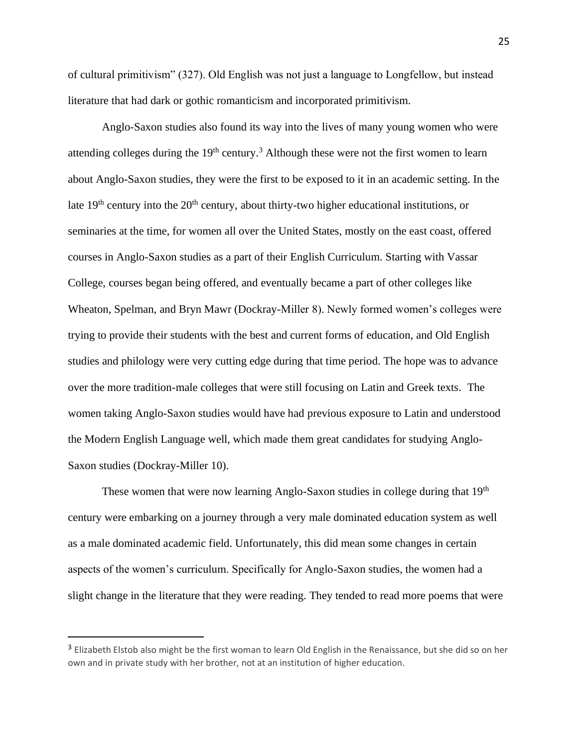of cultural primitivism" (327). Old English was not just a language to Longfellow, but instead literature that had dark or gothic romanticism and incorporated primitivism.

Anglo-Saxon studies also found its way into the lives of many young women who were attending colleges during the 19th century.[3] Although these were not the first women to learn about Anglo-Saxon studies, they were the first to be exposed to it in an academic setting. In the late 19th century into the 20th century, about thirty-two higher educational institutions, or seminaries at the time, for women all over the United States, mostly on the east coast, offered courses in Anglo-Saxon studies as a part of their English Curriculum. Starting with Vassar College, courses began being offered, and eventually became a part of other colleges like Wheaton, Spelman, and Bryn Mawr (Dockray-Miller 8). Newly formed women's colleges were trying to provide their students with the best and current forms of education, and Old English studies and philology were very cutting edge during that time period. The hope was to advance over the more tradition-male colleges that were still focusing on Latin and Greek texts. The women taking Anglo-Saxon studies would have had previous exposure to Latin and understood the Modern English Language well, which made them great candidates for studying Anglo-Saxon studies (Dockray-Miller 10).

These women that were now learning Anglo-Saxon studies in college during that 19th century were embarking on a journey through a very male dominated education system as well as a male dominated academic field. Unfortunately, this did mean some changes in certain aspects of the women's curriculum. Specifically for Anglo-Saxon studies, the women had a slight change in the literature that they were reading. They tended to read more poems that were

[3] Elizabeth Elstob also might be the first woman to learn Old English in the Renaissance, but she did so on her own and in private study with her brother, not at an institution of higher education.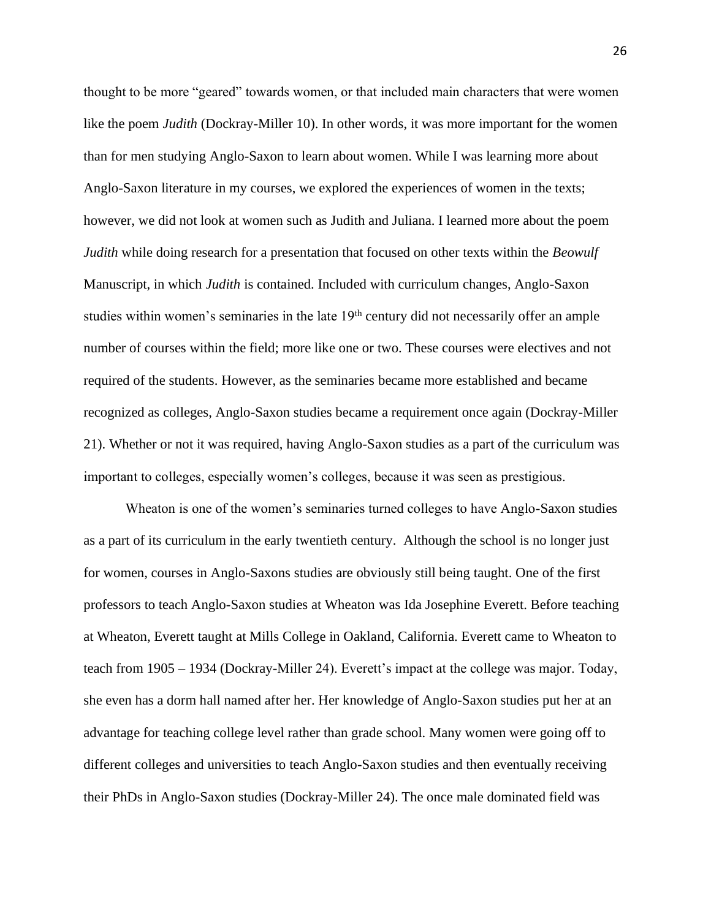thought to be more "geared" towards women, or that included main characters that were women like the poem *Judith* (Dockray-Miller 10). In other words, it was more important for the women than for men studying Anglo-Saxon to learn about women. While I was learning more about Anglo-Saxon literature in my courses, we explored the experiences of women in the texts; however, we did not look at women such as Judith and Juliana. I learned more about the poem *Judith* while doing research for a presentation that focused on other texts within the *Beowulf* Manuscript, in which *Judith* is contained. Included with curriculum changes, Anglo-Saxon studies within women's seminaries in the late 19th century did not necessarily offer an ample number of courses within the field; more like one or two. These courses were electives and not required of the students. However, as the seminaries became more established and became recognized as colleges, Anglo-Saxon studies became a requirement once again (Dockray-Miller 21). Whether or not it was required, having Anglo-Saxon studies as a part of the curriculum was important to colleges, especially women's colleges, because it was seen as prestigious.

Wheaton is one of the women's seminaries turned colleges to have Anglo-Saxon studies as a part of its curriculum in the early twentieth century. Although the school is no longer just for women, courses in Anglo-Saxons studies are obviously still being taught. One of the first professors to teach Anglo-Saxon studies at Wheaton was Ida Josephine Everett. Before teaching at Wheaton, Everett taught at Mills College in Oakland, California. Everett came to Wheaton to teach from 1905 – 1934 (Dockray-Miller 24). Everett's impact at the college was major. Today, she even has a dorm hall named after her. Her knowledge of Anglo-Saxon studies put her at an advantage for teaching college level rather than grade school. Many women were going off to different colleges and universities to teach Anglo-Saxon studies and then eventually receiving their PhDs in Anglo-Saxon studies (Dockray-Miller 24). The once male dominated field was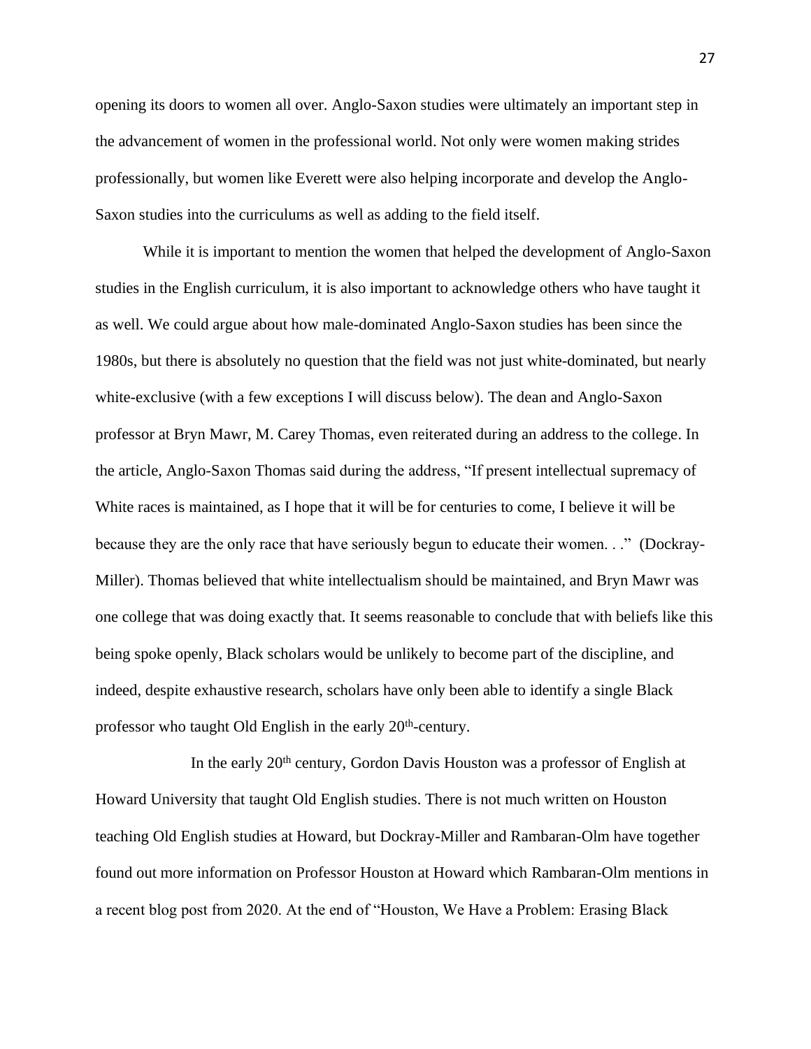opening its doors to women all over. Anglo-Saxon studies were ultimately an important step in the advancement of women in the professional world. Not only were women making strides professionally, but women like Everett were also helping incorporate and develop the Anglo-Saxon studies into the curriculums as well as adding to the field itself.

While it is important to mention the women that helped the development of Anglo-Saxon studies in the English curriculum, it is also important to acknowledge others who have taught it as well. We could argue about how male-dominated Anglo-Saxon studies has been since the 1980s, but there is absolutely no question that the field was not just white-dominated, but nearly white-exclusive (with a few exceptions I will discuss below). The dean and Anglo-Saxon professor at Bryn Mawr, M. Carey Thomas, even reiterated during an address to the college. In the article, Anglo-Saxon Thomas said during the address, "If present intellectual supremacy of White races is maintained, as I hope that it will be for centuries to come, I believe it will be because they are the only race that have seriously begun to educate their women. . ." (Dockray-Miller). Thomas believed that white intellectualism should be maintained, and Bryn Mawr was one college that was doing exactly that. It seems reasonable to conclude that with beliefs like this being spoke openly, Black scholars would be unlikely to become part of the discipline, and indeed, despite exhaustive research, scholars have only been able to identify a single Black professor who taught Old English in the early 20th-century.

In the early 20th century, Gordon Davis Houston was a professor of English at Howard University that taught Old English studies. There is not much written on Houston teaching Old English studies at Howard, but Dockray-Miller and Rambaran-Olm have together found out more information on Professor Houston at Howard which Rambaran-Olm mentions in a recent blog post from 2020. At the end of "Houston, We Have a Problem: Erasing Black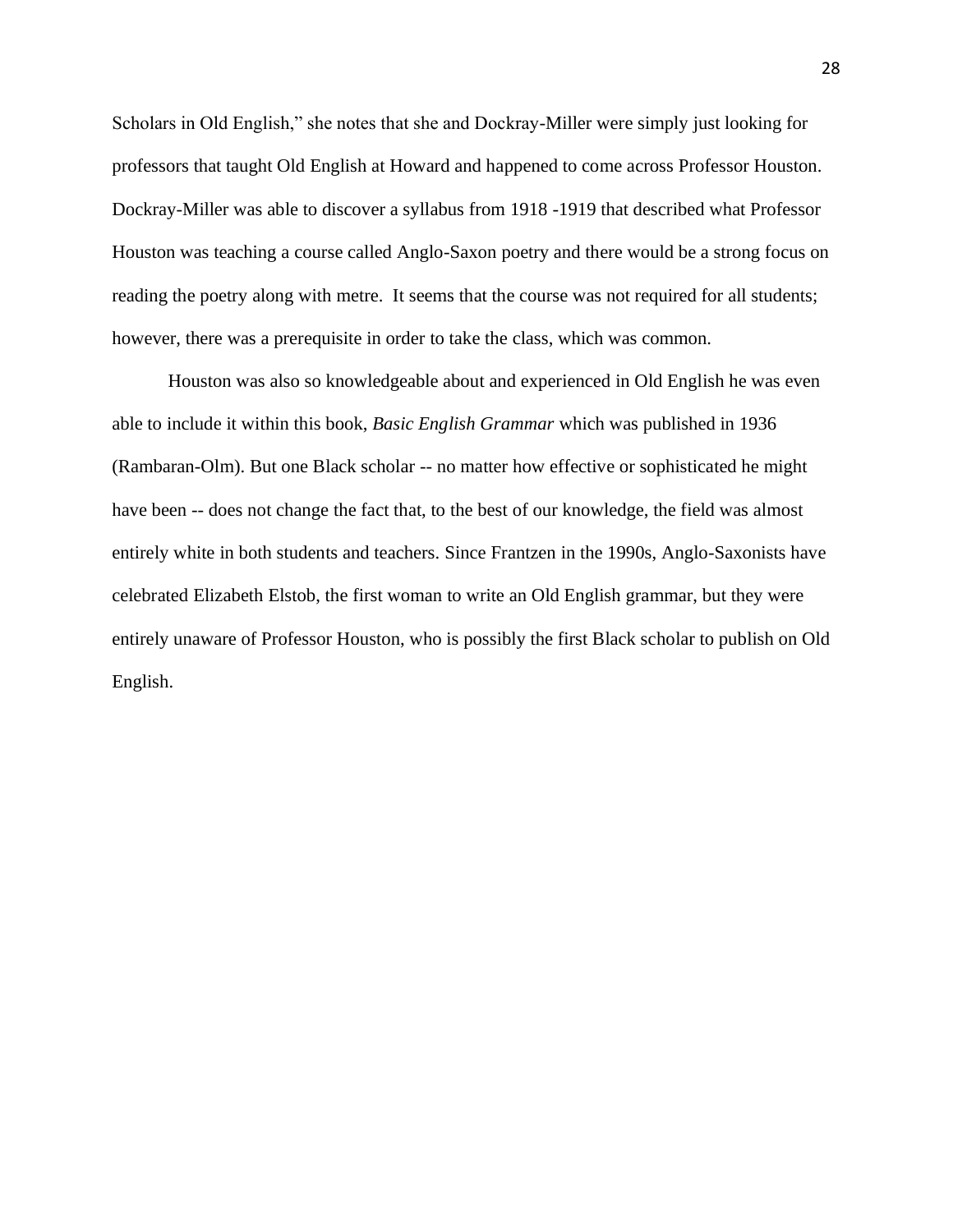Scholars in Old English," she notes that she and Dockray-Miller were simply just looking for professors that taught Old English at Howard and happened to come across Professor Houston. Dockray-Miller was able to discover a syllabus from 1918 -1919 that described what Professor Houston was teaching a course called Anglo-Saxon poetry and there would be a strong focus on reading the poetry along with metre.  It seems that the course was not required for all students; however, there was a prerequisite in order to take the class, which was common.

Houston was also so knowledgeable about and experienced in Old English he was even able to include it within this book, *Basic English Grammar* which was published in 1936 (Rambaran-Olm). But one Black scholar -- no matter how effective or sophisticated he might have been -- does not change the fact that, to the best of our knowledge, the field was almost entirely white in both students and teachers. Since Frantzen in the 1990s, Anglo-Saxonists have celebrated Elizabeth Elstob, the first woman to write an Old English grammar, but they were entirely unaware of Professor Houston, who is possibly the first Black scholar to publish on Old English.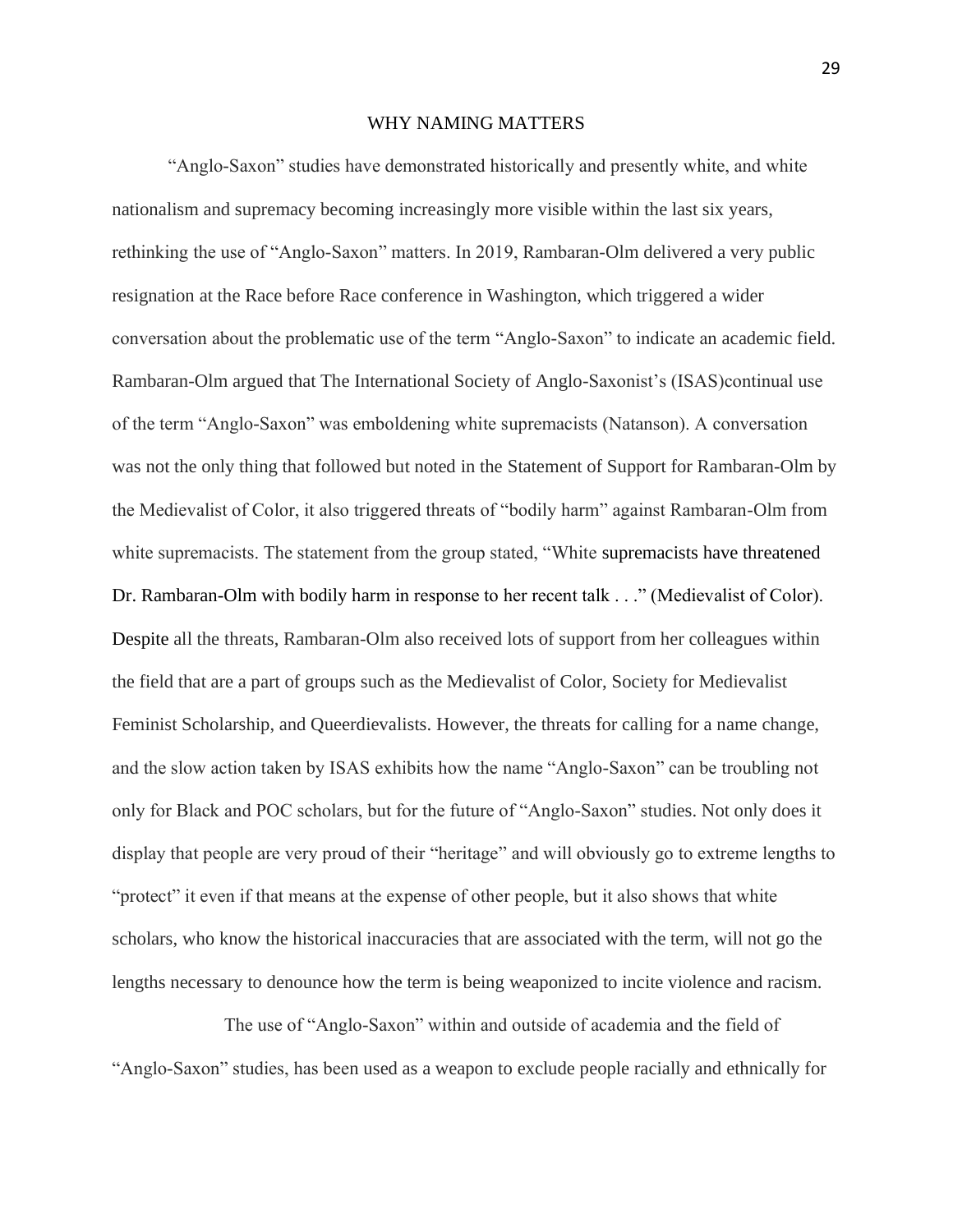## WHY NAMING MATTERS

"Anglo-Saxon" studies have demonstrated historically and presently white, and white nationalism and supremacy becoming increasingly more visible within the last six years, rethinking the use of "Anglo-Saxon" matters. In 2019, Rambaran-Olm delivered a very public resignation at the Race before Race conference in Washington, which triggered a wider conversation about the problematic use of the term "Anglo-Saxon" to indicate an academic field. Rambaran-Olm argued that The International Society of Anglo-Saxonist's (ISAS)continual use of the term "Anglo-Saxon" was emboldening white supremacists (Natanson). A conversation was not the only thing that followed but noted in the Statement of Support for Rambaran-Olm by the Medievalist of Color, it also triggered threats of "bodily harm" against Rambaran-Olm from white supremacists. The statement from the group stated, "White supremacists have threatened Dr. Rambaran-Olm with bodily harm in response to her recent talk . . ." (Medievalist of Color). Despite all the threats, Rambaran-Olm also received lots of support from her colleagues within the field that are a part of groups such as the Medievalist of Color, Society for Medievalist Feminist Scholarship, and Queerdievalists. However, the threats for calling for a name change, and the slow action taken by ISAS exhibits how the name "Anglo-Saxon" can be troubling not only for Black and POC scholars, but for the future of "Anglo-Saxon" studies. Not only does it display that people are very proud of their "heritage" and will obviously go to extreme lengths to "protect" it even if that means at the expense of other people, but it also shows that white scholars, who know the historical inaccuracies that are associated with the term, will not go the lengths necessary to denounce how the term is being weaponized to incite violence and racism.

The use of "Anglo-Saxon" within and outside of academia and the field of "Anglo-Saxon" studies, has been used as a weapon to exclude people racially and ethnically for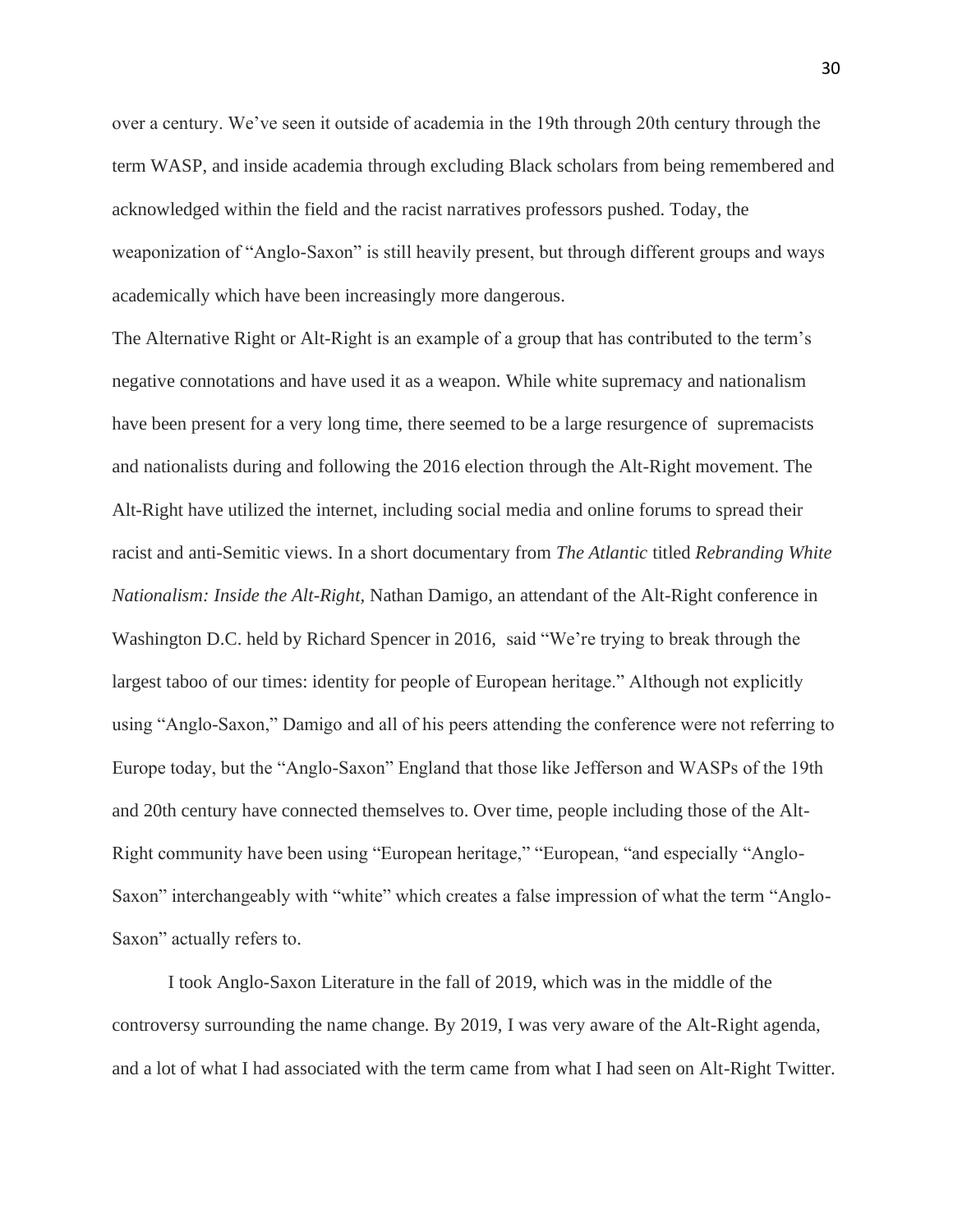over a century. We've seen it outside of academia in the 19th through 20th century through the term WASP, and inside academia through excluding Black scholars from being remembered and acknowledged within the field and the racist narratives professors pushed. Today, the weaponization of "Anglo-Saxon" is still heavily present, but through different groups and ways academically which have been increasingly more dangerous.

The Alternative Right or Alt-Right is an example of a group that has contributed to the term's negative connotations and have used it as a weapon. While white supremacy and nationalism have been present for a very long time, there seemed to be a large resurgence of supremacists and nationalists during and following the 2016 election through the Alt-Right movement. The Alt-Right have utilized the internet, including social media and online forums to spread their racist and anti-Semitic views. In a short documentary from *The Atlantic* titled *Rebranding White Nationalism: Inside the Alt-Right,* Nathan Damigo, an attendant of the Alt-Right conference in Washington D.C. held by Richard Spencer in 2016, said "We're trying to break through the largest taboo of our times: identity for people of European heritage." Although not explicitly using "Anglo-Saxon," Damigo and all of his peers attending the conference were not referring to Europe today, but the "Anglo-Saxon" England that those like Jefferson and WASPs of the 19th and 20th century have connected themselves to. Over time, people including those of the Alt-Right community have been using "European heritage," "European, "and especially "Anglo-Saxon" interchangeably with "white" which creates a false impression of what the term "Anglo-Saxon" actually refers to.

I took Anglo-Saxon Literature in the fall of 2019, which was in the middle of the controversy surrounding the name change. By 2019, I was very aware of the Alt-Right agenda, and a lot of what I had associated with the term came from what I had seen on Alt-Right Twitter.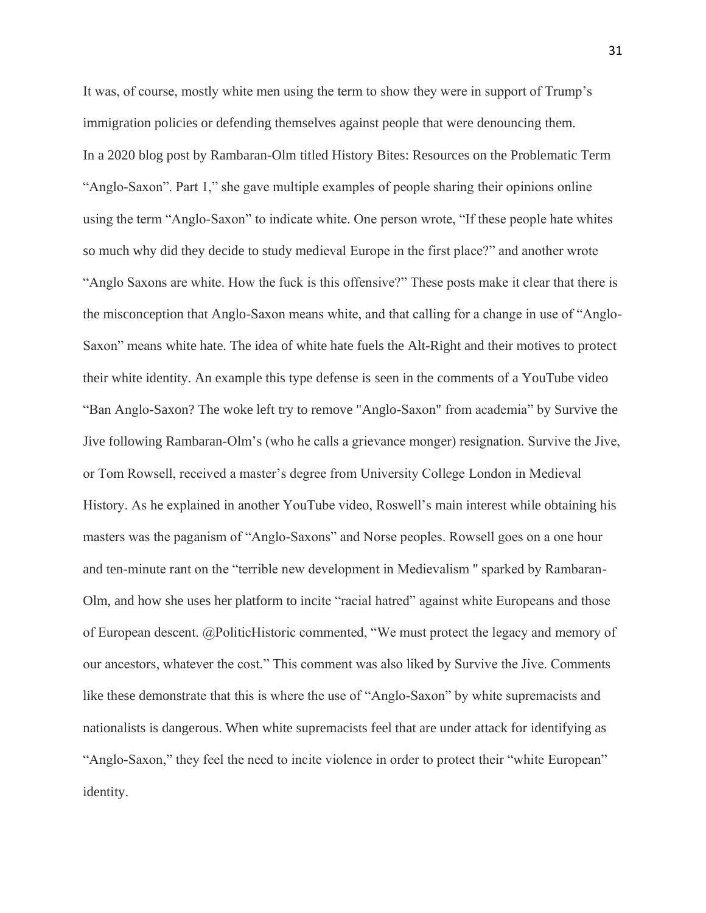It was, of course, mostly white men using the term to show they were in support of Trump's immigration policies or defending themselves against people that were denouncing them.

In a 2020 blog post by Rambaran-Olm titled History Bites: Resources on the Problematic Term "Anglo-Saxon". Part 1," she gave multiple examples of people sharing their opinions online using the term "Anglo-Saxon" to indicate white. One person wrote, "If these people hate whites so much why did they decide to study medieval Europe in the first place?" and another wrote "Anglo Saxons are white. How the fuck is this offensive?" These posts make it clear that there is the misconception that Anglo-Saxon means white, and that calling for a change in use of "Anglo-Saxon" means white hate. The idea of white hate fuels the Alt-Right and their motives to protect their white identity. An example this type defense is seen in the comments of a YouTube video "Ban Anglo-Saxon? The woke left try to remove "Anglo-Saxon" from academia" by Survive the Jive following Rambaran-Olm's (who he calls a grievance monger) resignation. Survive the Jive, or Tom Rowsell, received a master's degree from University College London in Medieval History. As he explained in another YouTube video, Roswell's main interest while obtaining his masters was the paganism of "Anglo-Saxons" and Norse peoples. Rowsell goes on a one hour and ten-minute rant on the "terrible new development in Medievalism " sparked by Rambaran-Olm, and how she uses her platform to incite "racial hatred" against white Europeans and those of European descent. @PoliticHistoric commented, "We must protect the legacy and memory of our ancestors, whatever the cost." This comment was also liked by Survive the Jive. Comments like these demonstrate that this is where the use of "Anglo-Saxon" by white supremacists and nationalists is dangerous. When white supremacists feel that are under attack for identifying as "Anglo-Saxon," they feel the need to incite violence in order to protect their "white European" identity.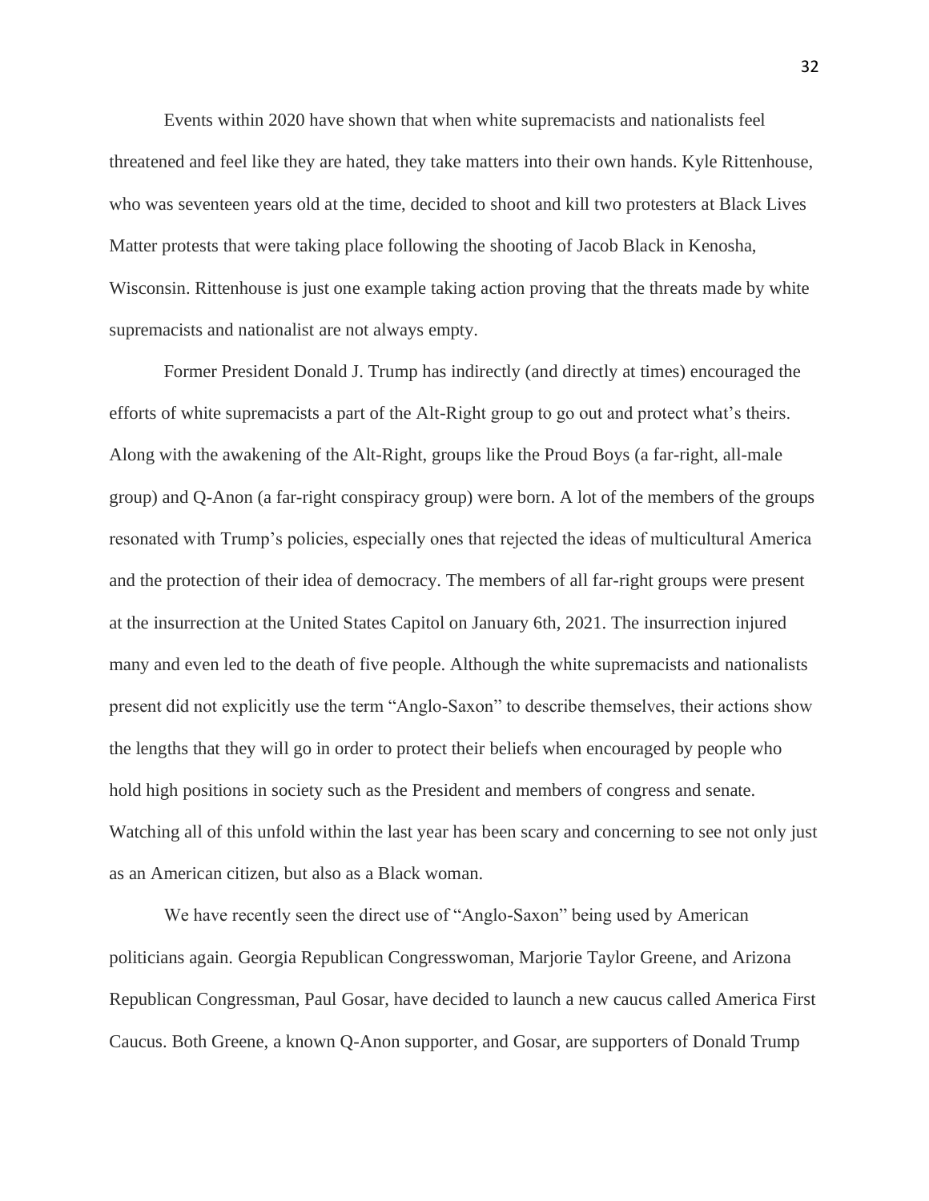Events within 2020 have shown that when white supremacists and nationalists feel threatened and feel like they are hated, they take matters into their own hands. Kyle Rittenhouse, who was seventeen years old at the time, decided to shoot and kill two protesters at Black Lives Matter protests that were taking place following the shooting of Jacob Black in Kenosha, Wisconsin. Rittenhouse is just one example taking action proving that the threats made by white supremacists and nationalist are not always empty.

Former President Donald J. Trump has indirectly (and directly at times) encouraged the efforts of white supremacists a part of the Alt-Right group to go out and protect what's theirs. Along with the awakening of the Alt-Right, groups like the Proud Boys (a far-right, all-male group) and Q-Anon (a far-right conspiracy group) were born. A lot of the members of the groups resonated with Trump's policies, especially ones that rejected the ideas of multicultural America and the protection of their idea of democracy. The members of all far-right groups were present at the insurrection at the United States Capitol on January 6th, 2021. The insurrection injured many and even led to the death of five people. Although the white supremacists and nationalists present did not explicitly use the term "Anglo-Saxon" to describe themselves, their actions show the lengths that they will go in order to protect their beliefs when encouraged by people who hold high positions in society such as the President and members of congress and senate. Watching all of this unfold within the last year has been scary and concerning to see not only just as an American citizen, but also as a Black woman.

We have recently seen the direct use of "Anglo-Saxon" being used by American politicians again. Georgia Republican Congresswoman, Marjorie Taylor Greene, and Arizona Republican Congressman, Paul Gosar, have decided to launch a new caucus called America First Caucus. Both Greene, a known Q-Anon supporter, and Gosar, are supporters of Donald Trump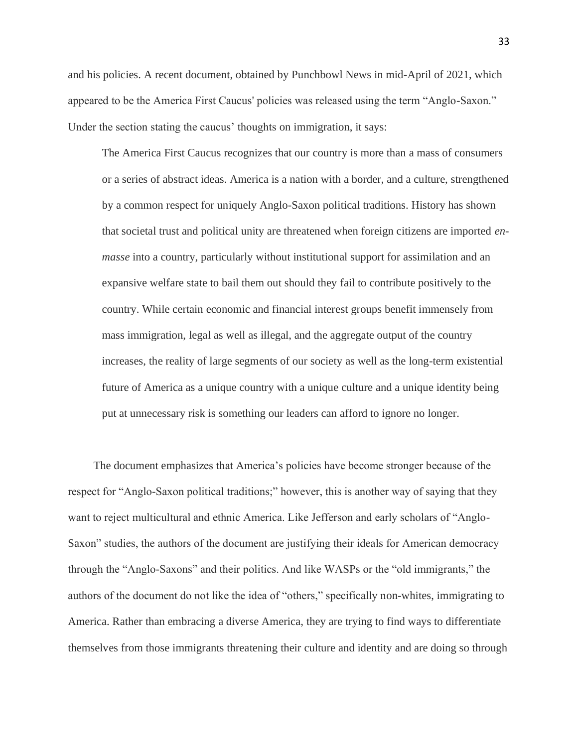and his policies. A recent document, obtained by Punchbowl News in mid-April of 2021, which appeared to be the America First Caucus' policies was released using the term "Anglo-Saxon." Under the section stating the caucus' thoughts on immigration, it says:

> The America First Caucus recognizes that our country is more than a mass of consumers or a series of abstract ideas. America is a nation with a border, and a culture, strengthened by a common respect for uniquely Anglo-Saxon political traditions. History has shown that societal trust and political unity are threatened when foreign citizens are imported *en-masse* into a country, particularly without institutional support for assimilation and an expansive welfare state to bail them out should they fail to contribute positively to the country. While certain economic and financial interest groups benefit immensely from mass immigration, legal as well as illegal, and the aggregate output of the country increases, the reality of large segments of our society as well as the long-term existential future of America as a unique country with a unique culture and a unique identity being put at unnecessary risk is something our leaders can afford to ignore no longer.

The document emphasizes that America's policies have become stronger because of the respect for "Anglo-Saxon political traditions;" however, this is another way of saying that they want to reject multicultural and ethnic America. Like Jefferson and early scholars of "Anglo-Saxon" studies, the authors of the document are justifying their ideals for American democracy through the "Anglo-Saxons" and their politics. And like WASPs or the "old immigrants," the authors of the document do not like the idea of "others," specifically non-whites, immigrating to America. Rather than embracing a diverse America, they are trying to find ways to differentiate themselves from those immigrants threatening their culture and identity and are doing so through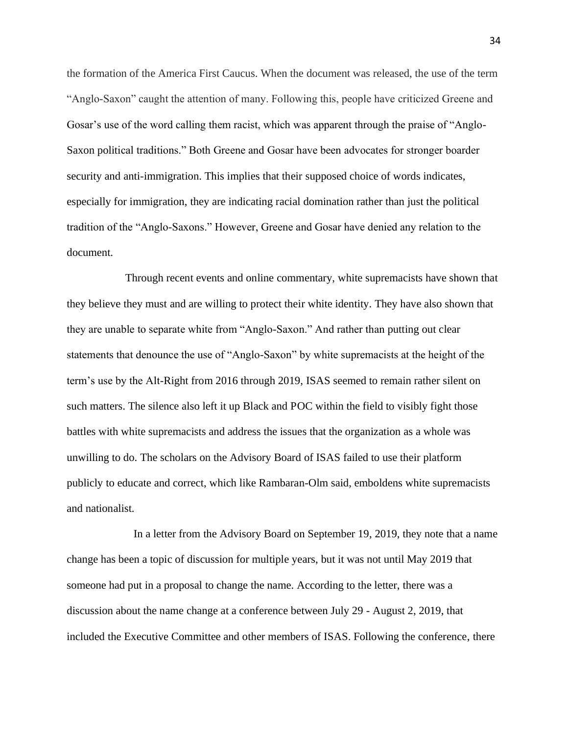the formation of the America First Caucus. When the document was released, the use of the term "Anglo-Saxon" caught the attention of many. Following this, people have criticized Greene and Gosar's use of the word calling them racist, which was apparent through the praise of "Anglo-Saxon political traditions." Both Greene and Gosar have been advocates for stronger boarder security and anti-immigration. This implies that their supposed choice of words indicates, especially for immigration, they are indicating racial domination rather than just the political tradition of the "Anglo-Saxons." However, Greene and Gosar have denied any relation to the document.

Through recent events and online commentary, white supremacists have shown that they believe they must and are willing to protect their white identity. They have also shown that they are unable to separate white from "Anglo-Saxon." And rather than putting out clear statements that denounce the use of "Anglo-Saxon" by white supremacists at the height of the term's use by the Alt-Right from 2016 through 2019, ISAS seemed to remain rather silent on such matters. The silence also left it up Black and POC within the field to visibly fight those battles with white supremacists and address the issues that the organization as a whole was unwilling to do. The scholars on the Advisory Board of ISAS failed to use their platform publicly to educate and correct, which like Rambaran-Olm said, emboldens white supremacists and nationalist.

In a letter from the Advisory Board on September 19, 2019, they note that a name change has been a topic of discussion for multiple years, but it was not until May 2019 that someone had put in a proposal to change the name. According to the letter, there was a discussion about the name change at a conference between July 29 - August 2, 2019, that included the Executive Committee and other members of ISAS. Following the conference, there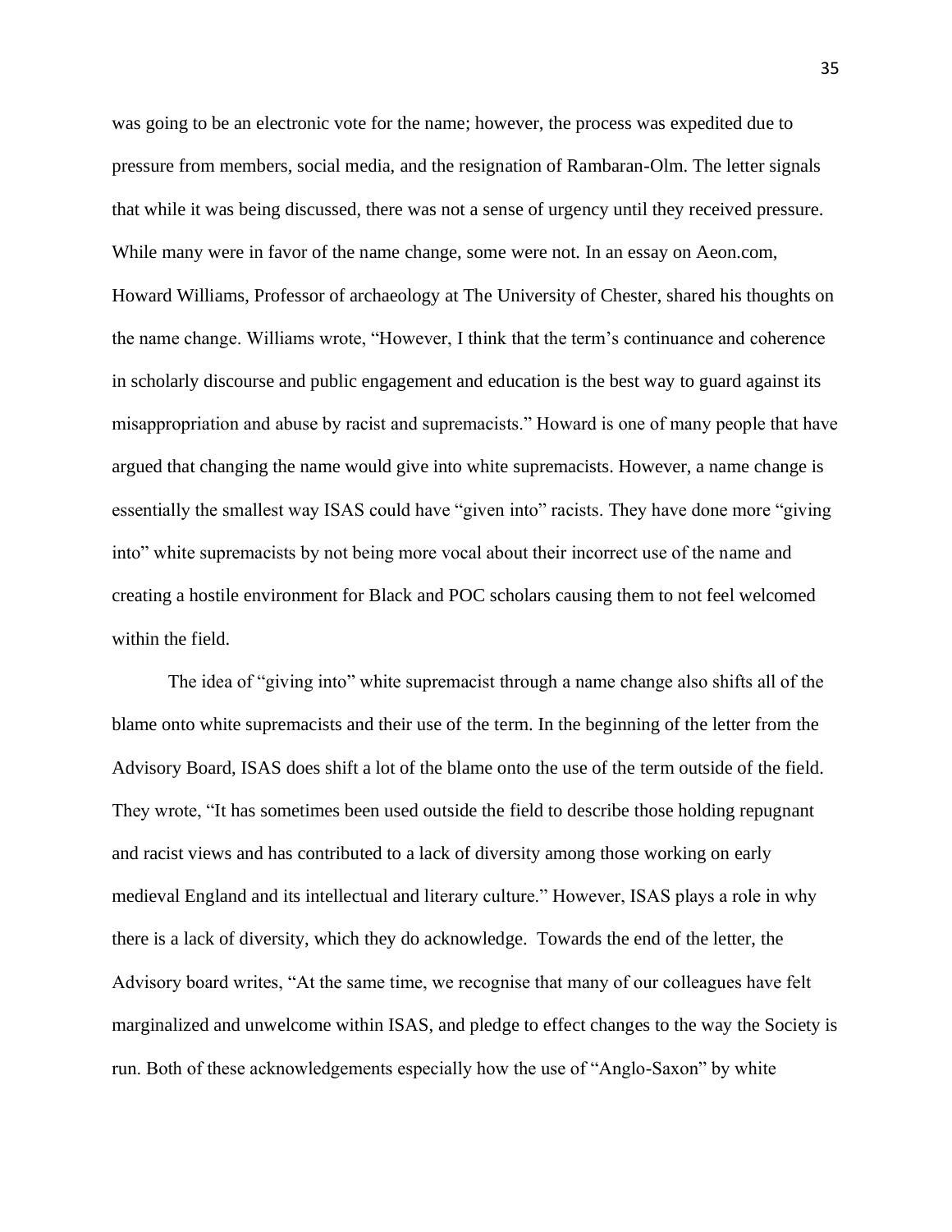was going to be an electronic vote for the name; however, the process was expedited due to pressure from members, social media, and the resignation of Rambaran-Olm. The letter signals that while it was being discussed, there was not a sense of urgency until they received pressure. While many were in favor of the name change, some were not. In an essay on Aeon.com, Howard Williams, Professor of archaeology at The University of Chester, shared his thoughts on the name change. Williams wrote, "However, I think that the term's continuance and coherence in scholarly discourse and public engagement and education is the best way to guard against its misappropriation and abuse by racist and supremacists." Howard is one of many people that have argued that changing the name would give into white supremacists. However, a name change is essentially the smallest way ISAS could have "given into" racists. They have done more "giving into" white supremacists by not being more vocal about their incorrect use of the name and creating a hostile environment for Black and POC scholars causing them to not feel welcomed within the field.

The idea of "giving into" white supremacist through a name change also shifts all of the blame onto white supremacists and their use of the term. In the beginning of the letter from the Advisory Board, ISAS does shift a lot of the blame onto the use of the term outside of the field. They wrote, "It has sometimes been used outside the field to describe those holding repugnant and racist views and has contributed to a lack of diversity among those working on early medieval England and its intellectual and literary culture." However, ISAS plays a role in why there is a lack of diversity, which they do acknowledge. Towards the end of the letter, the Advisory board writes, "At the same time, we recognise that many of our colleagues have felt marginalized and unwelcome within ISAS, and pledge to effect changes to the way the Society is run. Both of these acknowledgements especially how the use of "Anglo-Saxon" by white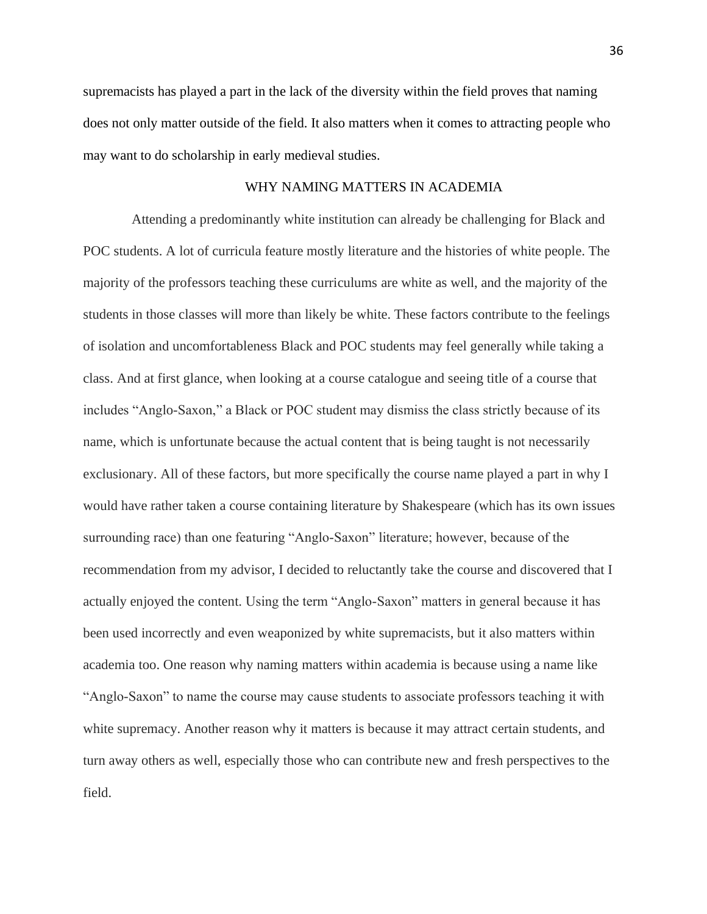supremacists has played a part in the lack of the diversity within the field proves that naming does not only matter outside of the field. It also matters when it comes to attracting people who may want to do scholarship in early medieval studies.

## WHY NAMING MATTERS IN ACADEMIA

Attending a predominantly white institution can already be challenging for Black and POC students. A lot of curricula feature mostly literature and the histories of white people. The majority of the professors teaching these curriculums are white as well, and the majority of the students in those classes will more than likely be white. These factors contribute to the feelings of isolation and uncomfortableness Black and POC students may feel generally while taking a class. And at first glance, when looking at a course catalogue and seeing title of a course that includes "Anglo-Saxon," a Black or POC student may dismiss the class strictly because of its name, which is unfortunate because the actual content that is being taught is not necessarily exclusionary. All of these factors, but more specifically the course name played a part in why I would have rather taken a course containing literature by Shakespeare (which has its own issues surrounding race) than one featuring "Anglo-Saxon" literature; however, because of the recommendation from my advisor, I decided to reluctantly take the course and discovered that I actually enjoyed the content. Using the term "Anglo-Saxon" matters in general because it has been used incorrectly and even weaponized by white supremacists, but it also matters within academia too. One reason why naming matters within academia is because using a name like "Anglo-Saxon" to name the course may cause students to associate professors teaching it with white supremacy. Another reason why it matters is because it may attract certain students, and turn away others as well, especially those who can contribute new and fresh perspectives to the field.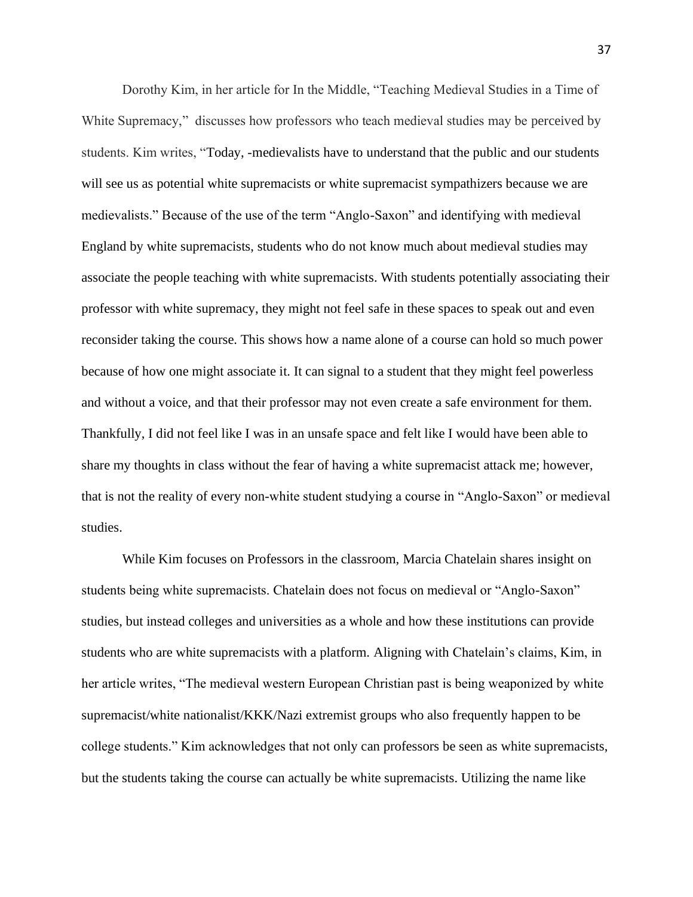Dorothy Kim, in her article for In the Middle, "Teaching Medieval Studies in a Time of White Supremacy," discusses how professors who teach medieval studies may be perceived by students. Kim writes, "Today, -medievalists have to understand that the public and our students will see us as potential white supremacists or white supremacist sympathizers because we are medievalists." Because of the use of the term "Anglo-Saxon" and identifying with medieval England by white supremacists, students who do not know much about medieval studies may associate the people teaching with white supremacists. With students potentially associating their professor with white supremacy, they might not feel safe in these spaces to speak out and even reconsider taking the course. This shows how a name alone of a course can hold so much power because of how one might associate it. It can signal to a student that they might feel powerless and without a voice, and that their professor may not even create a safe environment for them. Thankfully, I did not feel like I was in an unsafe space and felt like I would have been able to share my thoughts in class without the fear of having a white supremacist attack me; however, that is not the reality of every non-white student studying a course in "Anglo-Saxon" or medieval studies.

While Kim focuses on Professors in the classroom, Marcia Chatelain shares insight on students being white supremacists. Chatelain does not focus on medieval or "Anglo-Saxon" studies, but instead colleges and universities as a whole and how these institutions can provide students who are white supremacists with a platform. Aligning with Chatelain's claims, Kim, in her article writes, "The medieval western European Christian past is being weaponized by white supremacist/white nationalist/KKK/Nazi extremist groups who also frequently happen to be college students." Kim acknowledges that not only can professors be seen as white supremacists, but the students taking the course can actually be white supremacists. Utilizing the name like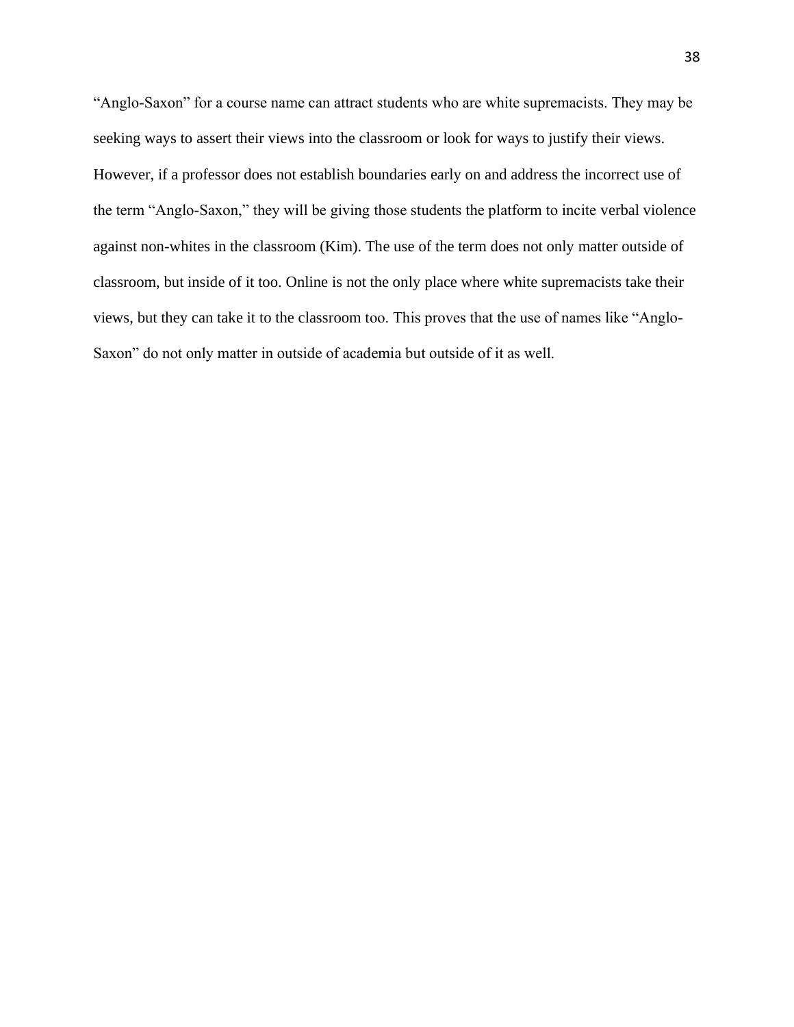"Anglo-Saxon" for a course name can attract students who are white supremacists. They may be seeking ways to assert their views into the classroom or look for ways to justify their views. However, if a professor does not establish boundaries early on and address the incorrect use of the term "Anglo-Saxon," they will be giving those students the platform to incite verbal violence against non-whites in the classroom (Kim). The use of the term does not only matter outside of classroom, but inside of it too. Online is not the only place where white supremacists take their views, but they can take it to the classroom too. This proves that the use of names like "Anglo-Saxon" do not only matter in outside of academia but outside of it as well.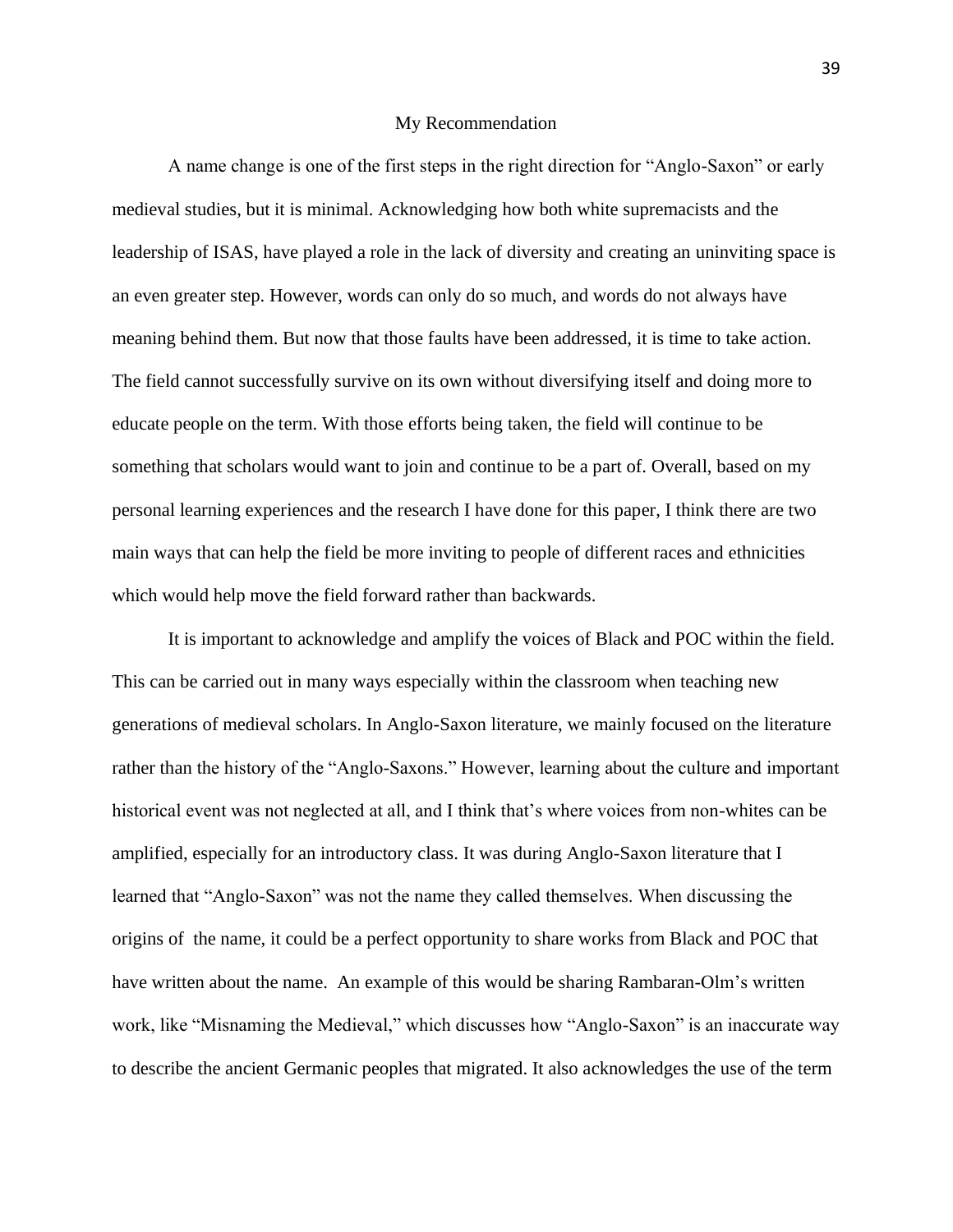## My Recommendation

A name change is one of the first steps in the right direction for "Anglo-Saxon" or early medieval studies, but it is minimal. Acknowledging how both white supremacists and the leadership of ISAS, have played a role in the lack of diversity and creating an uninviting space is an even greater step. However, words can only do so much, and words do not always have meaning behind them. But now that those faults have been addressed, it is time to take action. The field cannot successfully survive on its own without diversifying itself and doing more to educate people on the term. With those efforts being taken, the field will continue to be something that scholars would want to join and continue to be a part of. Overall, based on my personal learning experiences and the research I have done for this paper, I think there are two main ways that can help the field be more inviting to people of different races and ethnicities which would help move the field forward rather than backwards.

It is important to acknowledge and amplify the voices of Black and POC within the field. This can be carried out in many ways especially within the classroom when teaching new generations of medieval scholars. In Anglo-Saxon literature, we mainly focused on the literature rather than the history of the "Anglo-Saxons." However, learning about the culture and important historical event was not neglected at all, and I think that's where voices from non-whites can be amplified, especially for an introductory class. It was during Anglo-Saxon literature that I learned that "Anglo-Saxon" was not the name they called themselves. When discussing the origins of the name, it could be a perfect opportunity to share works from Black and POC that have written about the name. An example of this would be sharing Rambaran-Olm's written work, like "Misnaming the Medieval," which discusses how "Anglo-Saxon" is an inaccurate way to describe the ancient Germanic peoples that migrated. It also acknowledges the use of the term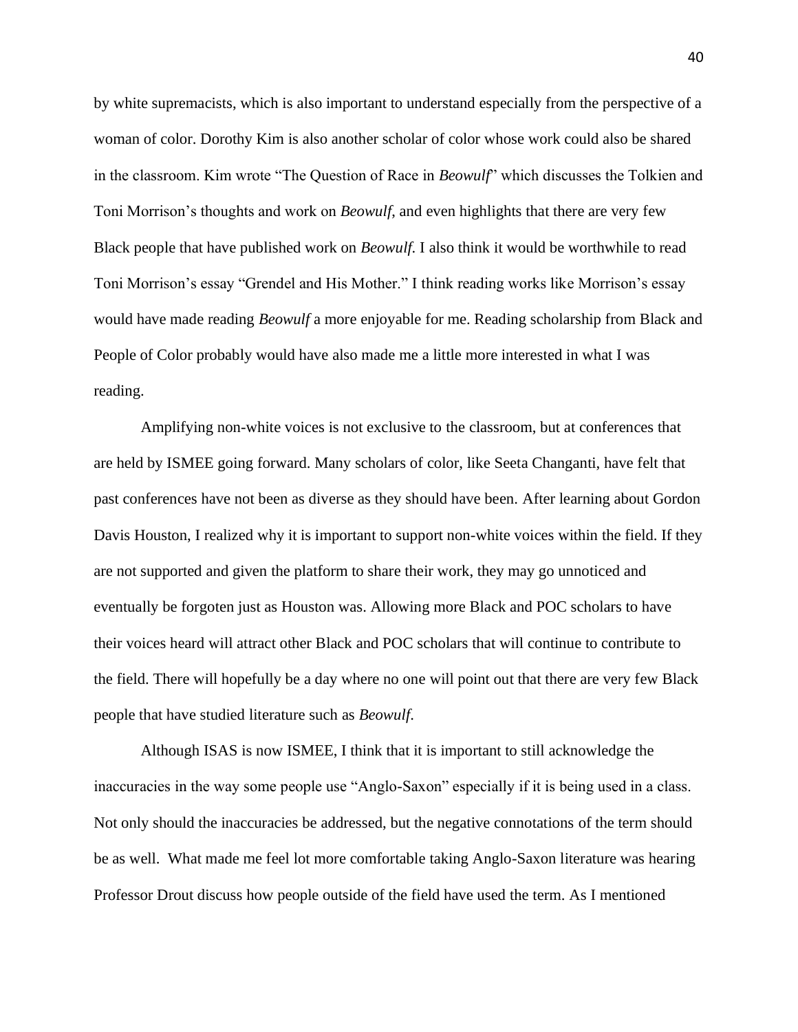by white supremacists, which is also important to understand especially from the perspective of a woman of color. Dorothy Kim is also another scholar of color whose work could also be shared in the classroom. Kim wrote "The Question of Race in *Beowulf*" which discusses the Tolkien and Toni Morrison's thoughts and work on *Beowulf*, and even highlights that there are very few Black people that have published work on *Beowulf*. I also think it would be worthwhile to read Toni Morrison's essay "Grendel and His Mother." I think reading works like Morrison's essay would have made reading *Beowulf* a more enjoyable for me. Reading scholarship from Black and People of Color probably would have also made me a little more interested in what I was reading.

Amplifying non-white voices is not exclusive to the classroom, but at conferences that are held by ISMEE going forward. Many scholars of color, like Seeta Changanti, have felt that past conferences have not been as diverse as they should have been. After learning about Gordon Davis Houston, I realized why it is important to support non-white voices within the field. If they are not supported and given the platform to share their work, they may go unnoticed and eventually be forgoten just as Houston was. Allowing more Black and POC scholars to have their voices heard will attract other Black and POC scholars that will continue to contribute to the field. There will hopefully be a day where no one will point out that there are very few Black people that have studied literature such as *Beowulf*.

Although ISAS is now ISMEE, I think that it is important to still acknowledge the inaccuracies in the way some people use "Anglo-Saxon" especially if it is being used in a class. Not only should the inaccuracies be addressed, but the negative connotations of the term should be as well. What made me feel lot more comfortable taking Anglo-Saxon literature was hearing Professor Drout discuss how people outside of the field have used the term. As I mentioned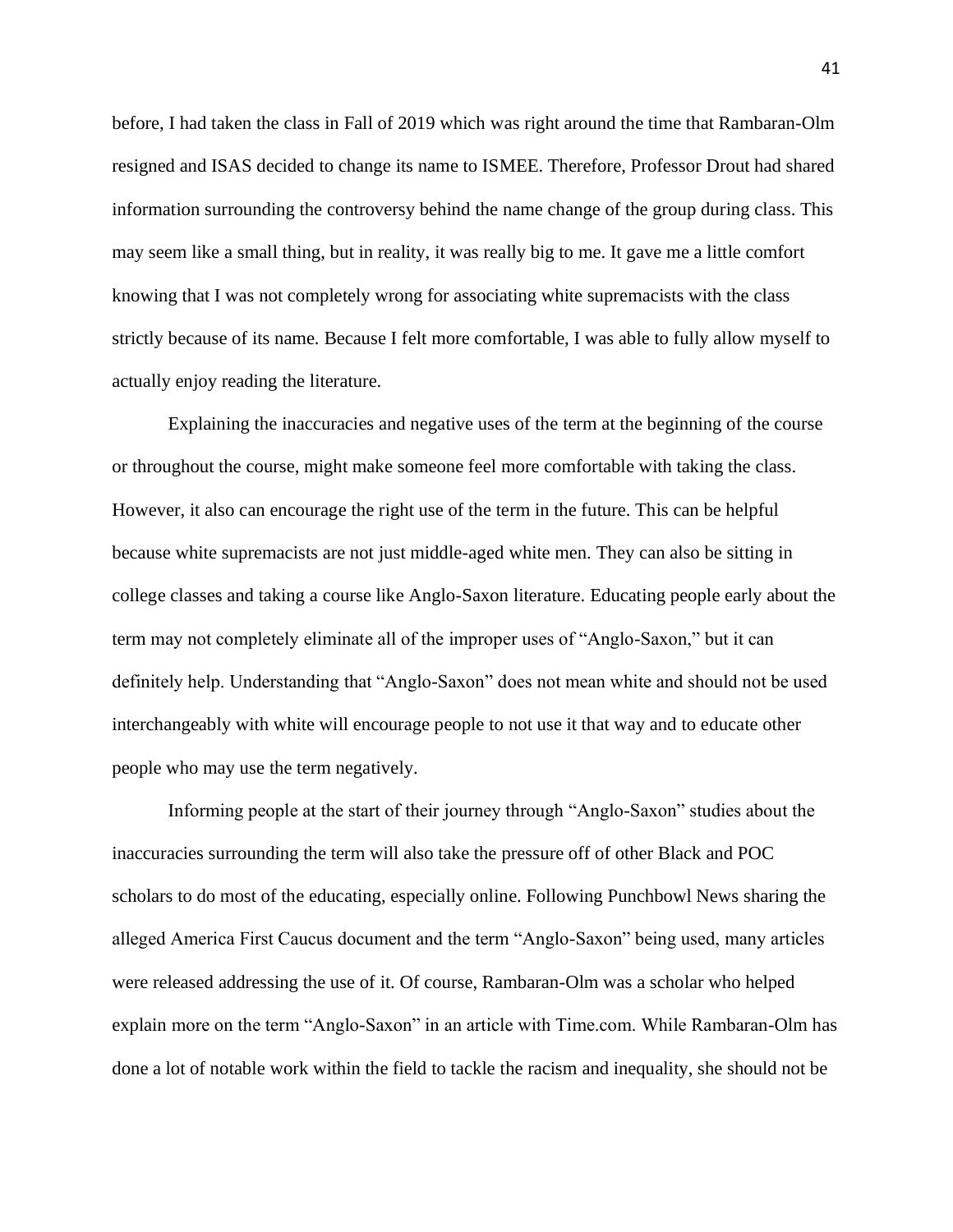before, I had taken the class in Fall of 2019 which was right around the time that Rambaran-Olm resigned and ISAS decided to change its name to ISMEE. Therefore, Professor Drout had shared information surrounding the controversy behind the name change of the group during class. This may seem like a small thing, but in reality, it was really big to me. It gave me a little comfort knowing that I was not completely wrong for associating white supremacists with the class strictly because of its name. Because I felt more comfortable, I was able to fully allow myself to actually enjoy reading the literature.

Explaining the inaccuracies and negative uses of the term at the beginning of the course or throughout the course, might make someone feel more comfortable with taking the class. However, it also can encourage the right use of the term in the future. This can be helpful because white supremacists are not just middle-aged white men. They can also be sitting in college classes and taking a course like Anglo-Saxon literature. Educating people early about the term may not completely eliminate all of the improper uses of "Anglo-Saxon," but it can definitely help. Understanding that "Anglo-Saxon" does not mean white and should not be used interchangeably with white will encourage people to not use it that way and to educate other people who may use the term negatively.

Informing people at the start of their journey through "Anglo-Saxon" studies about the inaccuracies surrounding the term will also take the pressure off of other Black and POC scholars to do most of the educating, especially online. Following Punchbowl News sharing the alleged America First Caucus document and the term "Anglo-Saxon" being used, many articles were released addressing the use of it. Of course, Rambaran-Olm was a scholar who helped explain more on the term "Anglo-Saxon" in an article with Time.com. While Rambaran-Olm has done a lot of notable work within the field to tackle the racism and inequality, she should not be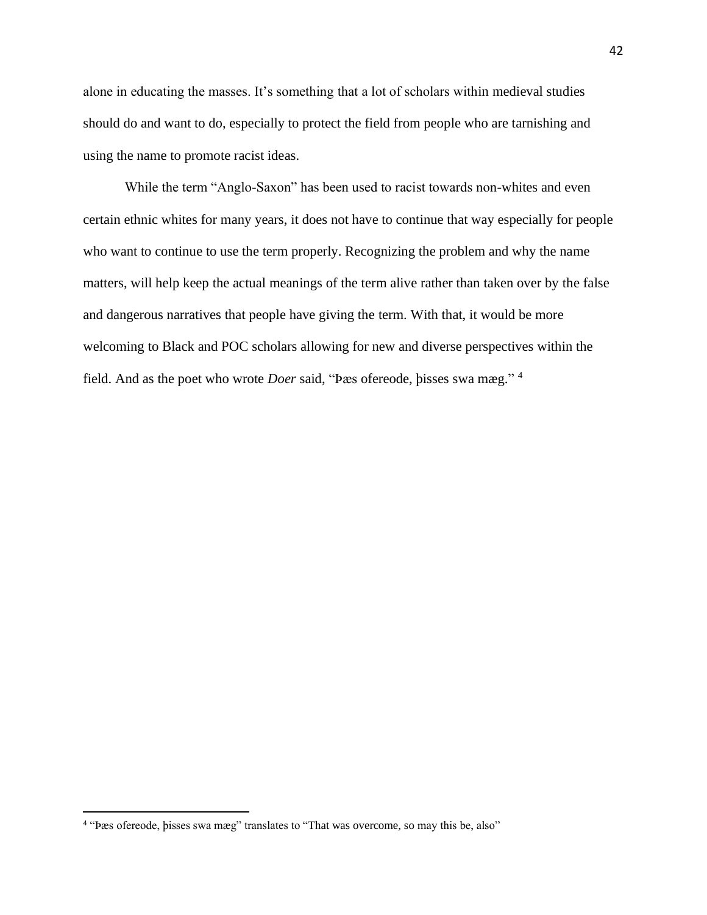alone in educating the masses. It's something that a lot of scholars within medieval studies should do and want to do, especially to protect the field from people who are tarnishing and using the name to promote racist ideas.

While the term "Anglo-Saxon" has been used to racist towards non-whites and even certain ethnic whites for many years, it does not have to continue that way especially for people who want to continue to use the term properly. Recognizing the problem and why the name matters, will help keep the actual meanings of the term alive rather than taken over by the false and dangerous narratives that people have giving the term. With that, it would be more welcoming to Black and POC scholars allowing for new and diverse perspectives within the field. And as the poet who wrote *Doer* said, "Þæs ofereode, þisses swa mæg." [4]

---

[4] "Þæs ofereode, þisses swa mæg" translates to "That was overcome, so may this be, also"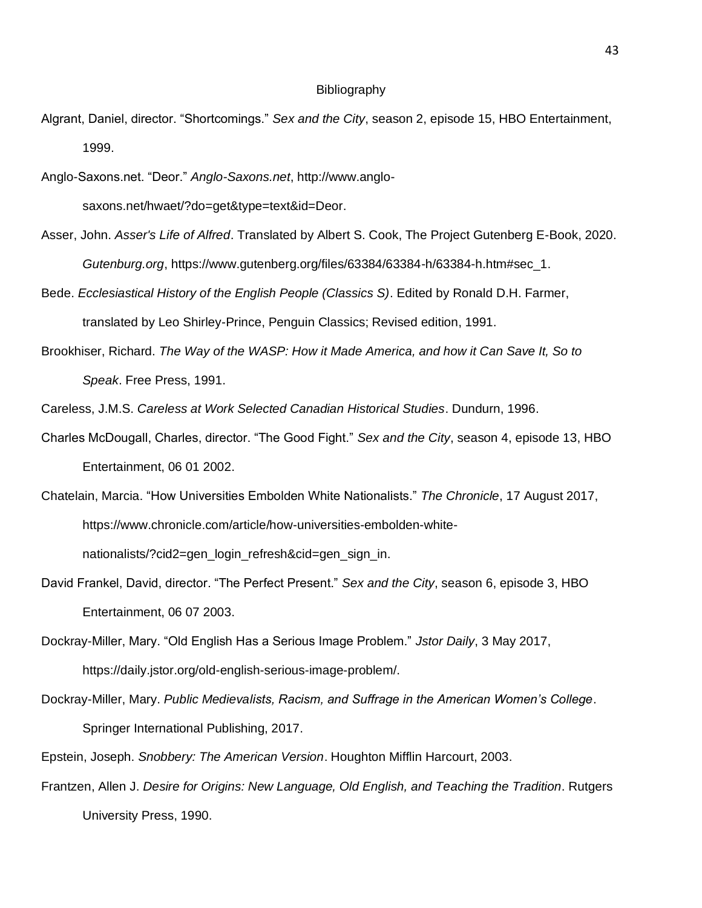# Bibliography

Algrant, Daniel, director. “Shortcomings.” *Sex and the City*, season 2, episode 15, HBO Entertainment, 1999.

Anglo-Saxons.net. “Deor.” *Anglo-Saxons.net*, http://www.anglo-saxons.net/hwaet/?do=get&type=text&id=Deor.

Asser, John. *Asser's Life of Alfred*. Translated by Albert S. Cook, The Project Gutenberg E-Book, 2020. *Gutenburg.org*, https://www.gutenberg.org/files/63384/63384-h/63384-h.htm#sec_1.

Bede. *Ecclesiastical History of the English People (Classics S)*. Edited by Ronald D.H. Farmer, translated by Leo Shirley-Prince, Penguin Classics; Revised edition, 1991.

Brookhiser, Richard. *The Way of the WASP: How it Made America, and how it Can Save It, So to Speak*. Free Press, 1991.

Careless, J.M.S. *Careless at Work Selected Canadian Historical Studies*. Dundurn, 1996.

Charles McDougall, Charles, director. “The Good Fight.” *Sex and the City*, season 4, episode 13, HBO Entertainment, 06 01 2002.

Chatelain, Marcia. “How Universities Embolden White Nationalists.” *The Chronicle*, 17 August 2017, https://www.chronicle.com/article/how-universities-embolden-white-nationalists/?cid2=gen_login_refresh&cid=gen_sign_in.

David Frankel, David, director. “The Perfect Present.” *Sex and the City*, season 6, episode 3, HBO Entertainment, 06 07 2003.

Dockray-Miller, Mary. “Old English Has a Serious Image Problem.” *Jstor Daily*, 3 May 2017, https://daily.jstor.org/old-english-serious-image-problem/.

Dockray-Miller, Mary. *Public Medievalists, Racism, and Suffrage in the American Women’s College*. Springer International Publishing, 2017.

Epstein, Joseph. *Snobbery: The American Version*. Houghton Mifflin Harcourt, 2003.

Frantzen, Allen J. *Desire for Origins: New Language, Old English, and Teaching the Tradition*. Rutgers University Press, 1990.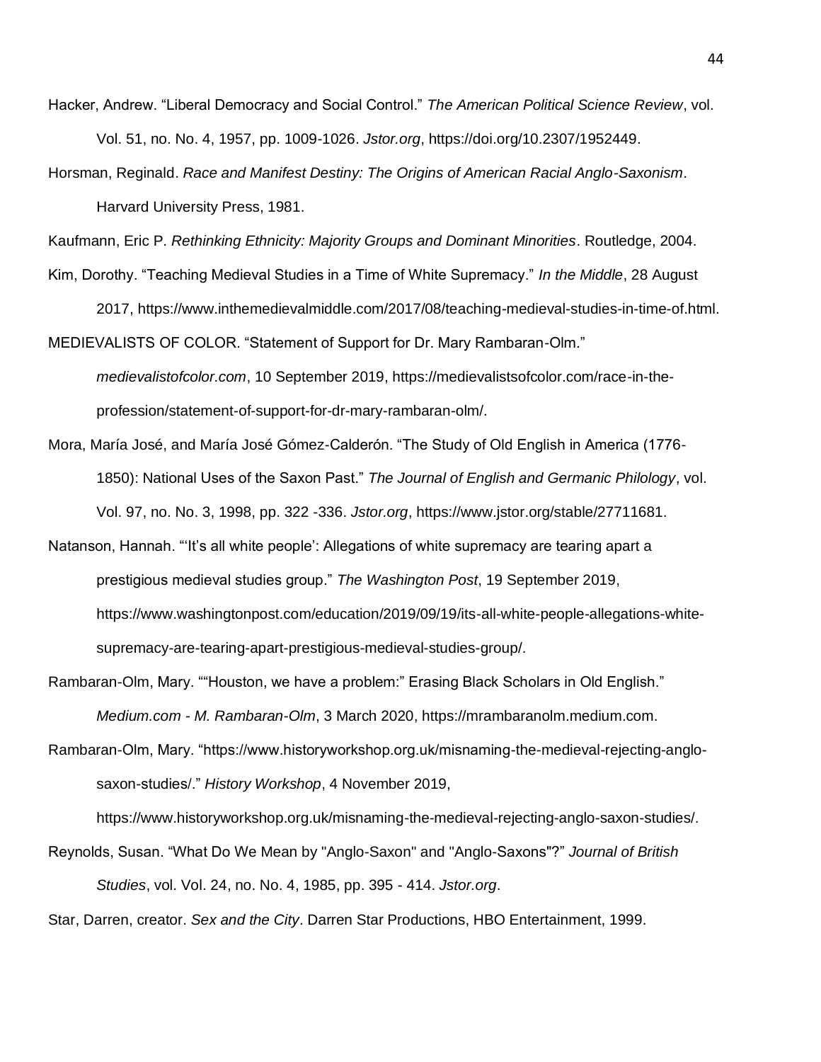Hacker, Andrew. “Liberal Democracy and Social Control.” *The American Political Science Review*, vol. Vol. 51, no. No. 4, 1957, pp. 1009-1026. *Jstor.org*, https://doi.org/10.2307/1952449.

Horsman, Reginald. *Race and Manifest Destiny: The Origins of American Racial Anglo-Saxonism*. Harvard University Press, 1981.

Kaufmann, Eric P. *Rethinking Ethnicity: Majority Groups and Dominant Minorities*. Routledge, 2004.

Kim, Dorothy. “Teaching Medieval Studies in a Time of White Supremacy.” *In the Middle*, 28 August 2017, https://www.inthemedievalmiddle.com/2017/08/teaching-medieval-studies-in-time-of.html.

MEDIEVALISTS OF COLOR. “Statement of Support for Dr. Mary Rambaran-Olm.” *medievalistofcolor.com*, 10 September 2019, https://medievalistsofcolor.com/race-in-the-profession/statement-of-support-for-dr-mary-rambaran-olm/.

Mora, María José, and María José Gómez-Calderón. “The Study of Old English in America (1776-1850): National Uses of the Saxon Past.” *The Journal of English and Germanic Philology*, vol. Vol. 97, no. No. 3, 1998, pp. 322 -336. *Jstor.org*, https://www.jstor.org/stable/27711681.

Natanson, Hannah. “‘It’s all white people’: Allegations of white supremacy are tearing apart a prestigious medieval studies group.” *The Washington Post*, 19 September 2019, https://www.washingtonpost.com/education/2019/09/19/its-all-white-people-allegations-white-supremacy-are-tearing-apart-prestigious-medieval-studies-group/.

Rambaran-Olm, Mary. ““Houston, we have a problem:” Erasing Black Scholars in Old English.” *Medium.com - M. Rambaran-Olm*, 3 March 2020, https://mrambaranolm.medium.com.

Rambaran-Olm, Mary. “https://www.historyworkshop.org.uk/misnaming-the-medieval-rejecting-anglo-saxon-studies/.” *History Workshop*, 4 November 2019, https://www.historyworkshop.org.uk/misnaming-the-medieval-rejecting-anglo-saxon-studies/.

Reynolds, Susan. “What Do We Mean by "Anglo-Saxon" and "Anglo-Saxons"?” *Journal of British Studies*, vol. Vol. 24, no. No. 4, 1985, pp. 395 - 414. *Jstor.org*.

Star, Darren, creator. *Sex and the City*. Darren Star Productions, HBO Entertainment, 1999.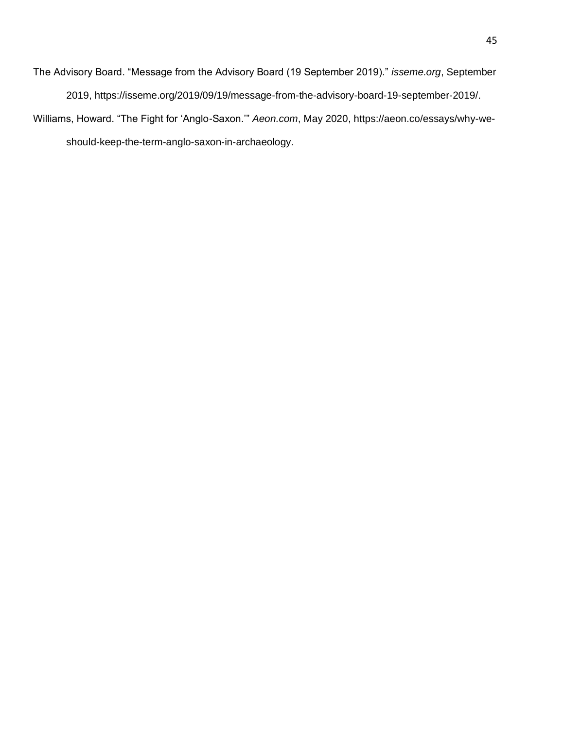The Advisory Board. “Message from the Advisory Board (19 September 2019).” *isseme.org*, September 2019, https://isseme.org/2019/09/19/message-from-the-advisory-board-19-september-2019/.

Williams, Howard. “The Fight for ‘Anglo-Saxon.’” *Aeon.com*, May 2020, https://aeon.co/essays/why-we-should-keep-the-term-anglo-saxon-in-archaeology.